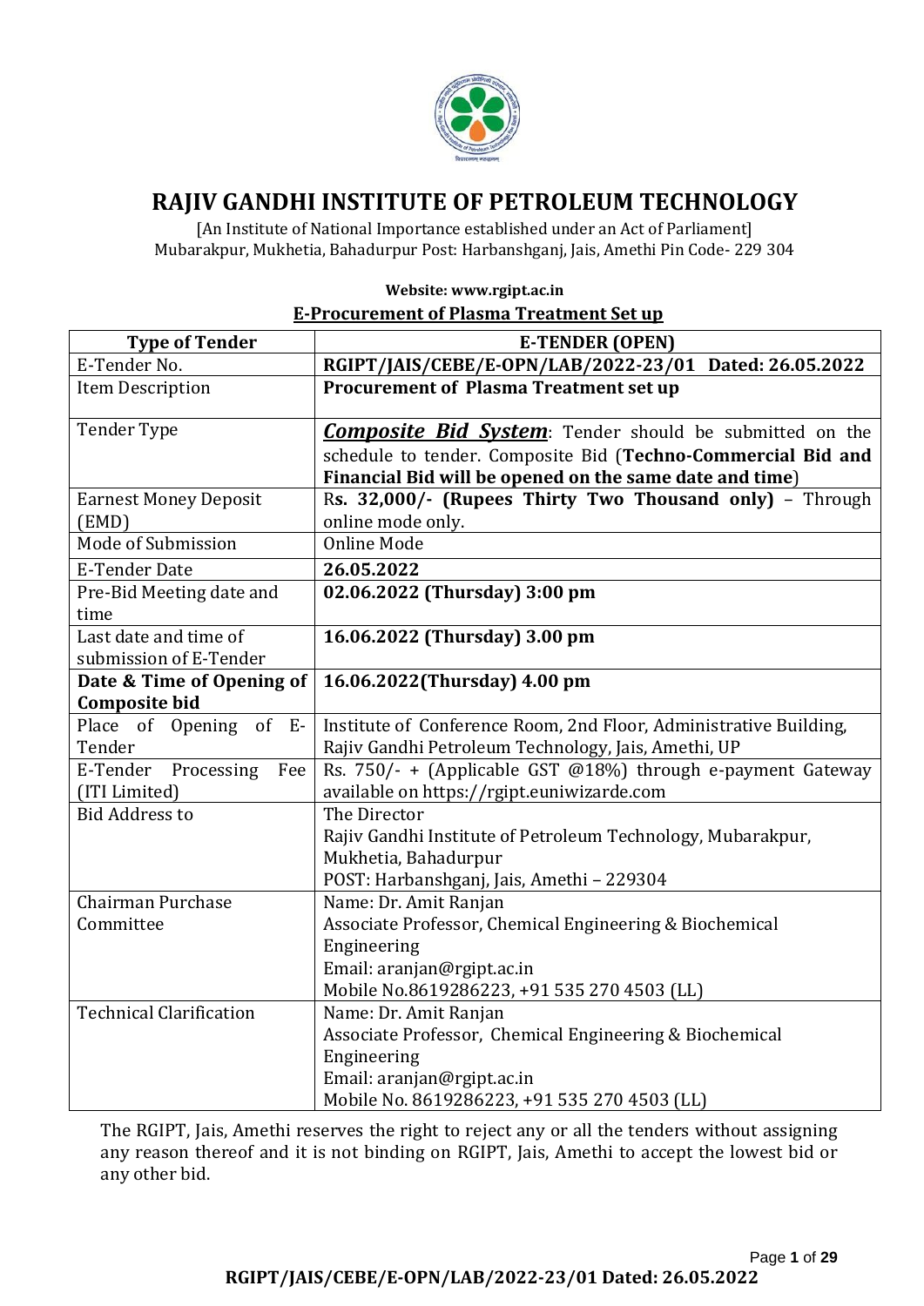# RAJIV GANDHI INSTITUTE OF PETROLEUM TECHNOLOGY

[An Institute of National Importance established under an Act of Parliament]
Mubarakpur, Mukhetia, Bahadurpur Post: Harbanshganj, Jais, Amethi Pin Code- 229 304

**Website: www.rgipt.ac.in**

**E-Procurement of Plasma Treatment Set up**

| **Type of Tender** | **E-TENDER (OPEN)** |
|---|---|
| E-Tender No. | **RGIPT/JAIS/CEBE/E-OPN/LAB/2022-23/01 Dated: 26.05.2022** |
| Item Description | **Procurement of Plasma Treatment set up** |
| Tender Type | ***Composite Bid System***: Tender should be submitted on the schedule to tender. Composite Bid (**Techno-Commercial Bid and Financial Bid will be opened on the same date and time**) |
| Earnest Money Deposit (EMD) | R**s. 32,000/- (Rupees Thirty Two Thousand only)** – Through online mode only. |
| Mode of Submission | Online Mode |
| E-Tender Date | **26.05.2022** |
| Pre-Bid Meeting date and time | **02.06.2022 (Thursday) 3:00 pm** |
| Last date and time of submission of E-Tender | **16.06.2022 (Thursday) 3.00 pm** |
| **Date & Time of Opening of Composite bid** | **16.06.2022(Thursday) 4.00 pm** |
| Place of Opening of E-Tender | Institute of Conference Room, 2nd Floor, Administrative Building, Rajiv Gandhi Petroleum Technology, Jais, Amethi, UP |
| E-Tender Processing Fee (ITI Limited) | Rs. 750/- + (Applicable GST @18%) through e-payment Gateway available on https://rgipt.euniwizarde.com |
| Bid Address to | The Director<br>Rajiv Gandhi Institute of Petroleum Technology, Mubarakpur, Mukhetia, Bahadurpur<br>POST: Harbanshganj, Jais, Amethi – 229304 |
| Chairman Purchase Committee | Name: Dr. Amit Ranjan<br>Associate Professor, Chemical Engineering & Biochemical Engineering<br>Email: aranjan@rgipt.ac.in<br>Mobile No.8619286223, +91 535 270 4503 (LL) |
| Technical Clarification | Name: Dr. Amit Ranjan<br>Associate Professor, Chemical Engineering & Biochemical Engineering<br>Email: aranjan@rgipt.ac.in<br>Mobile No. 8619286223, +91 535 270 4503 (LL) |

The RGIPT, Jais, Amethi reserves the right to reject any or all the tenders without assigning any reason thereof and it is not binding on RGIPT, Jais, Amethi to accept the lowest bid or any other bid.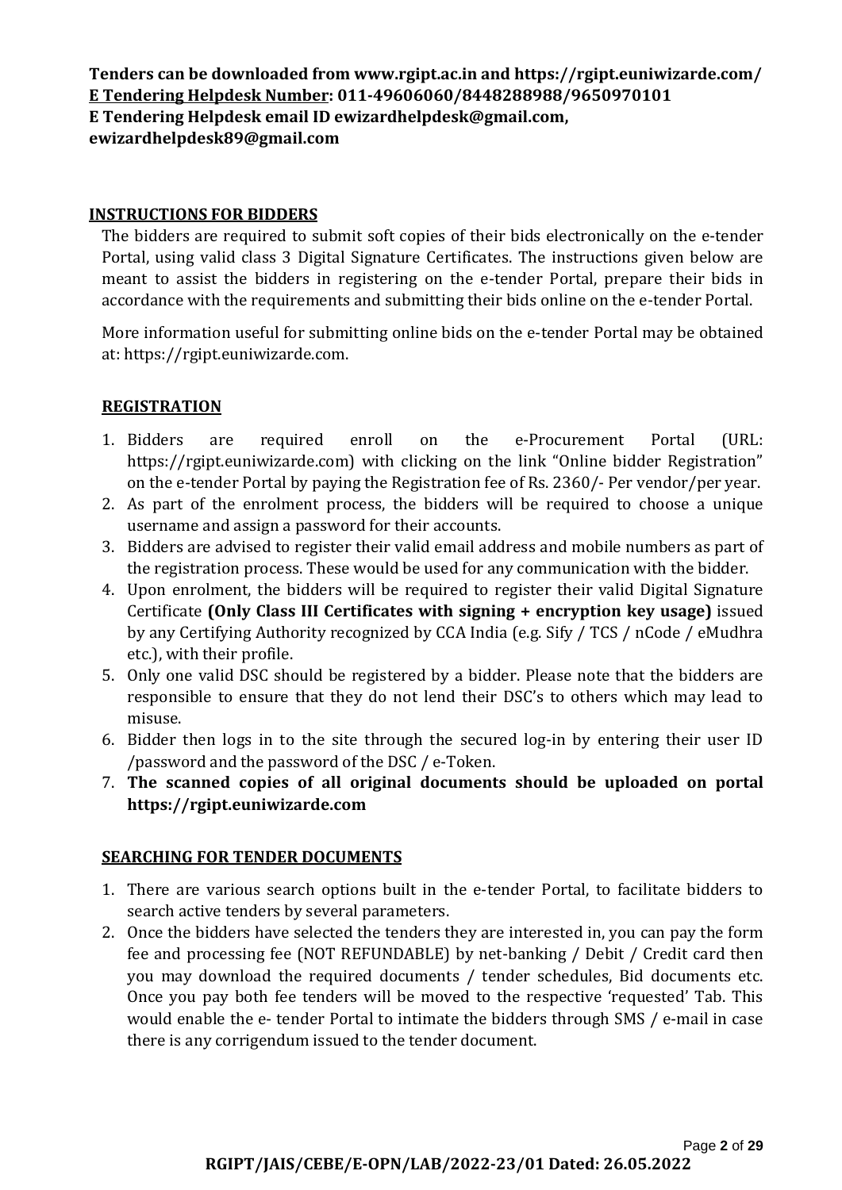**Tenders can be downloaded from www.rgipt.ac.in and https://rgipt.euniwizarde.com/**
**E Tendering Helpdesk Number: 011-49606060/8448288988/9650970101**
**E Tendering Helpdesk email ID ewizardhelpdesk@gmail.com, ewizardhelpdesk89@gmail.com**

## INSTRUCTIONS FOR BIDDERS

The bidders are required to submit soft copies of their bids electronically on the e-tender Portal, using valid class 3 Digital Signature Certificates. The instructions given below are meant to assist the bidders in registering on the e-tender Portal, prepare their bids in accordance with the requirements and submitting their bids online on the e-tender Portal.

More information useful for submitting online bids on the e-tender Portal may be obtained at: https://rgipt.euniwizarde.com.

### REGISTRATION

1. Bidders are required enroll on the e-Procurement Portal (URL: https://rgipt.euniwizarde.com) with clicking on the link "Online bidder Registration" on the e-tender Portal by paying the Registration fee of Rs. 2360/- Per vendor/per year.
2. As part of the enrolment process, the bidders will be required to choose a unique username and assign a password for their accounts.
3. Bidders are advised to register their valid email address and mobile numbers as part of the registration process. These would be used for any communication with the bidder.
4. Upon enrolment, the bidders will be required to register their valid Digital Signature Certificate **(Only Class III Certificates with signing + encryption key usage)** issued by any Certifying Authority recognized by CCA India (e.g. Sify / TCS / nCode / eMudhra etc.), with their profile.
5. Only one valid DSC should be registered by a bidder. Please note that the bidders are responsible to ensure that they do not lend their DSC's to others which may lead to misuse.
6. Bidder then logs in to the site through the secured log-in by entering their user ID /password and the password of the DSC / e-Token.
7. **The scanned copies of all original documents should be uploaded on portal https://rgipt.euniwizarde.com**

### SEARCHING FOR TENDER DOCUMENTS

1. There are various search options built in the e-tender Portal, to facilitate bidders to search active tenders by several parameters.
2. Once the bidders have selected the tenders they are interested in, you can pay the form fee and processing fee (NOT REFUNDABLE) by net-banking / Debit / Credit card then you may download the required documents / tender schedules, Bid documents etc. Once you pay both fee tenders will be moved to the respective 'requested' Tab. This would enable the e- tender Portal to intimate the bidders through SMS / e-mail in case there is any corrigendum issued to the tender document.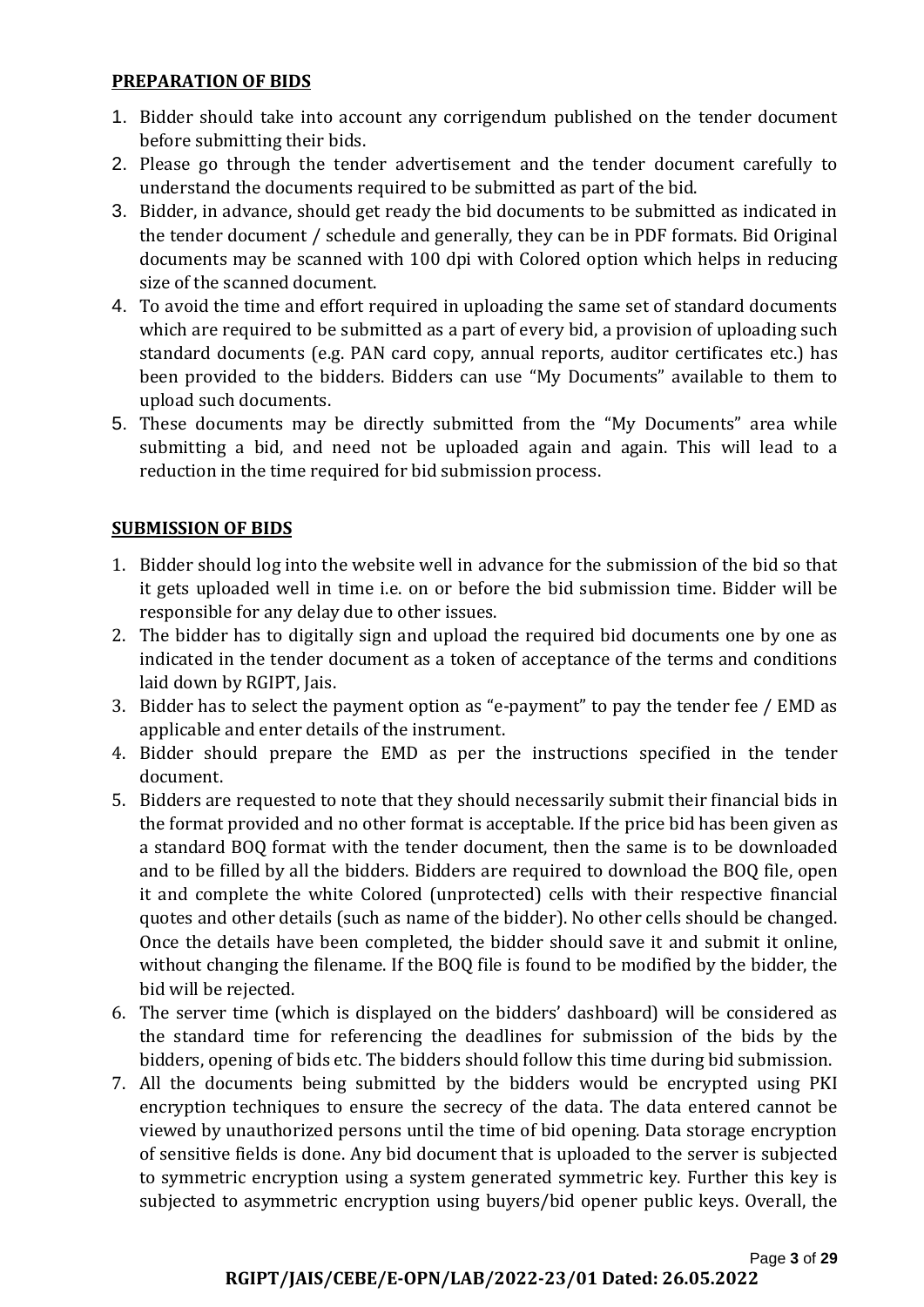**PREPARATION OF BIDS**

1. Bidder should take into account any corrigendum published on the tender document before submitting their bids.
2. Please go through the tender advertisement and the tender document carefully to understand the documents required to be submitted as part of the bid.
3. Bidder, in advance, should get ready the bid documents to be submitted as indicated in the tender document / schedule and generally, they can be in PDF formats. Bid Original documents may be scanned with 100 dpi with Colored option which helps in reducing size of the scanned document.
4. To avoid the time and effort required in uploading the same set of standard documents which are required to be submitted as a part of every bid, a provision of uploading such standard documents (e.g. PAN card copy, annual reports, auditor certificates etc.) has been provided to the bidders. Bidders can use "My Documents" available to them to upload such documents.
5. These documents may be directly submitted from the "My Documents" area while submitting a bid, and need not be uploaded again and again. This will lead to a reduction in the time required for bid submission process.

**SUBMISSION OF BIDS**

1. Bidder should log into the website well in advance for the submission of the bid so that it gets uploaded well in time i.e. on or before the bid submission time. Bidder will be responsible for any delay due to other issues.
2. The bidder has to digitally sign and upload the required bid documents one by one as indicated in the tender document as a token of acceptance of the terms and conditions laid down by RGIPT, Jais.
3. Bidder has to select the payment option as "e-payment" to pay the tender fee / EMD as applicable and enter details of the instrument.
4. Bidder should prepare the EMD as per the instructions specified in the tender document.
5. Bidders are requested to note that they should necessarily submit their financial bids in the format provided and no other format is acceptable. If the price bid has been given as a standard BOQ format with the tender document, then the same is to be downloaded and to be filled by all the bidders. Bidders are required to download the BOQ file, open it and complete the white Colored (unprotected) cells with their respective financial quotes and other details (such as name of the bidder). No other cells should be changed. Once the details have been completed, the bidder should save it and submit it online, without changing the filename. If the BOQ file is found to be modified by the bidder, the bid will be rejected.
6. The server time (which is displayed on the bidders' dashboard) will be considered as the standard time for referencing the deadlines for submission of the bids by the bidders, opening of bids etc. The bidders should follow this time during bid submission.
7. All the documents being submitted by the bidders would be encrypted using PKI encryption techniques to ensure the secrecy of the data. The data entered cannot be viewed by unauthorized persons until the time of bid opening. Data storage encryption of sensitive fields is done. Any bid document that is uploaded to the server is subjected to symmetric encryption using a system generated symmetric key. Further this key is subjected to asymmetric encryption using buyers/bid opener public keys. Overall, the

**RGIPT/JAIS/CEBE/E-OPN/LAB/2022-23/01 Dated: 26.05.2022**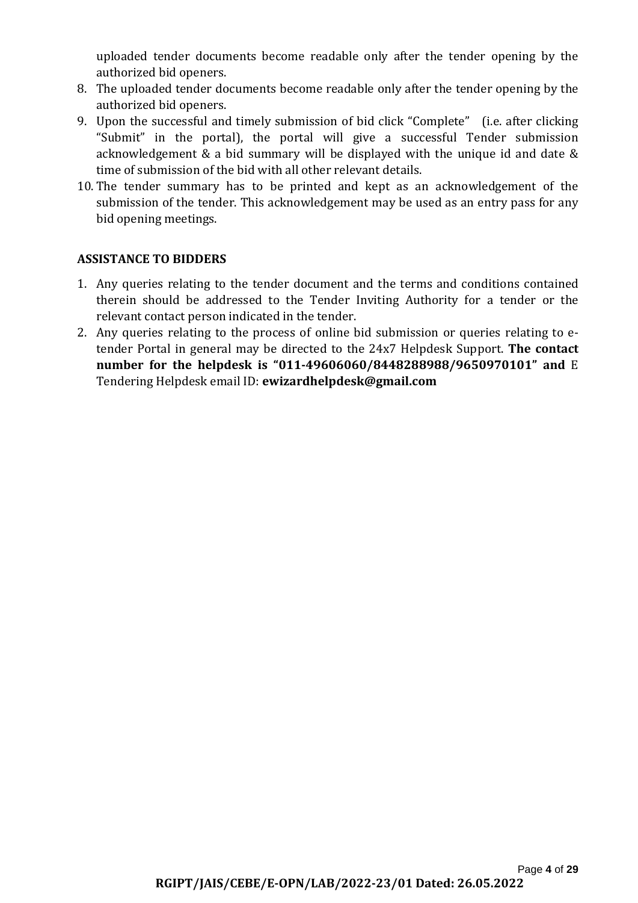uploaded tender documents become readable only after the tender opening by the authorized bid openers.

8. The uploaded tender documents become readable only after the tender opening by the authorized bid openers.
9. Upon the successful and timely submission of bid click "Complete" (i.e. after clicking "Submit" in the portal), the portal will give a successful Tender submission acknowledgement & a bid summary will be displayed with the unique id and date & time of submission of the bid with all other relevant details.
10. The tender summary has to be printed and kept as an acknowledgement of the submission of the tender. This acknowledgement may be used as an entry pass for any bid opening meetings.

**ASSISTANCE TO BIDDERS**

1. Any queries relating to the tender document and the terms and conditions contained therein should be addressed to the Tender Inviting Authority for a tender or the relevant contact person indicated in the tender.
2. Any queries relating to the process of online bid submission or queries relating to e-tender Portal in general may be directed to the 24x7 Helpdesk Support. **The contact number for the helpdesk is "011-49606060/8448288988/9650970101" and** E Tendering Helpdesk email ID: **ewizardhelpdesk@gmail.com**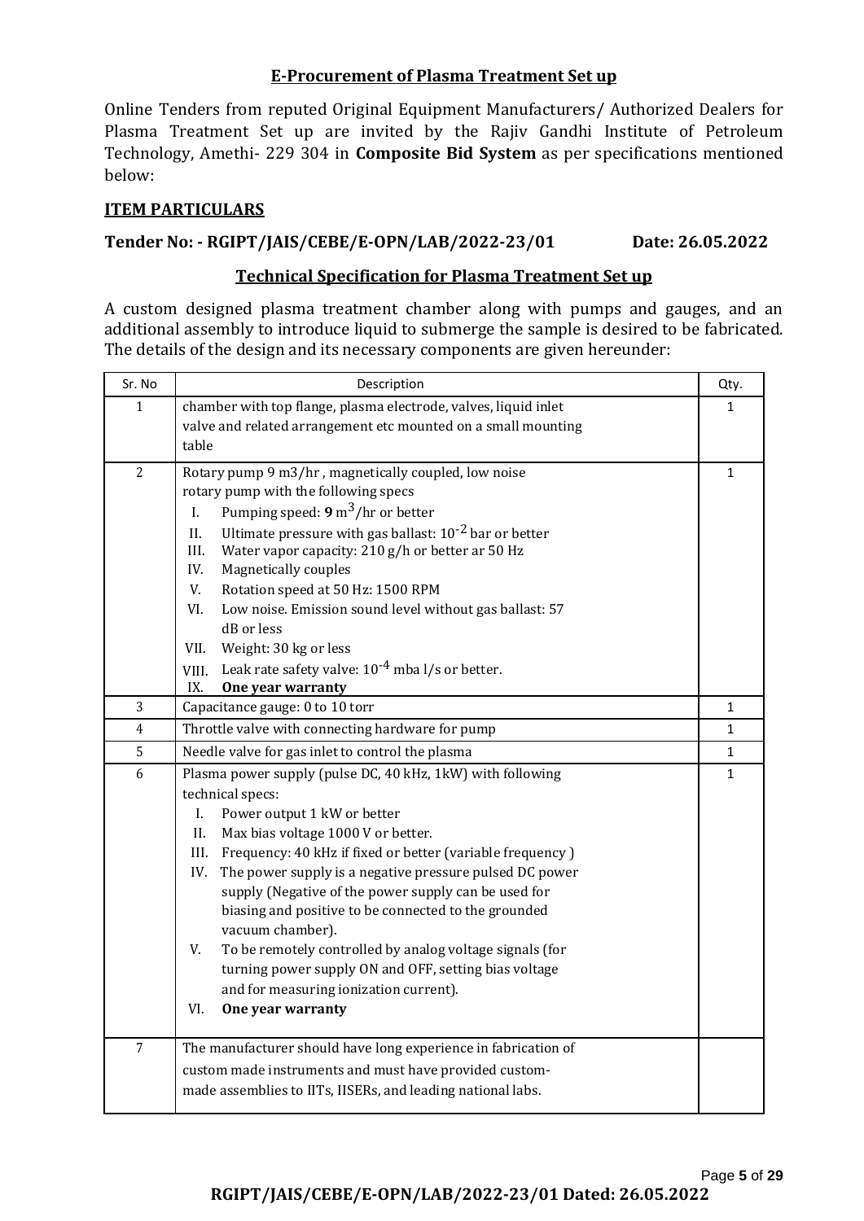## E-Procurement of Plasma Treatment Set up

Online Tenders from reputed Original Equipment Manufacturers/ Authorized Dealers for Plasma Treatment Set up are invited by the Rajiv Gandhi Institute of Petroleum Technology, Amethi- 229 304 in **Composite Bid System** as per specifications mentioned below:

### ITEM PARTICULARS

**Tender No: - RGIPT/JAIS/CEBE/E-OPN/LAB/2022-23/01 Date: 26.05.2022**

### Technical Specification for Plasma Treatment Set up

A custom designed plasma treatment chamber along with pumps and gauges, and an additional assembly to introduce liquid to submerge the sample is desired to be fabricated. The details of the design and its necessary components are given hereunder:

| Sr. No | Description | Qty. |
|---|---|---|
| 1 | chamber with top flange, plasma electrode, valves, liquid inlet valve and related arrangement etc mounted on a small mounting table | 1 |
| 2 | Rotary pump 9 m3/hr , magnetically coupled, low noise rotary pump with the following specs<br>I. Pumping speed: **9** $m^3$/hr or better<br>II. Ultimate pressure with gas ballast: $10^{-2}$ bar or better<br>III. Water vapor capacity: 210 g/h or better ar 50 Hz<br>IV. Magnetically couples<br>V. Rotation speed at 50 Hz: 1500 RPM<br>VI. Low noise. Emission sound level without gas ballast: 57 dB or less<br>VII. Weight: 30 kg or less<br>VIII. Leak rate safety valve: $10^{-4}$ mba l/s or better.<br>IX. **One year warranty** | 1 |
| 3 | Capacitance gauge: 0 to 10 torr | 1 |
| 4 | Throttle valve with connecting hardware for pump | 1 |
| 5 | Needle valve for gas inlet to control the plasma | 1 |
| 6 | Plasma power supply (pulse DC, 40 kHz, 1kW) with following technical specs:<br>I. Power output 1 kW or better<br>II. Max bias voltage 1000 V or better.<br>III. Frequency: 40 kHz if fixed or better (variable frequency )<br>IV. The power supply is a negative pressure pulsed DC power supply (Negative of the power supply can be used for biasing and positive to be connected to the grounded vacuum chamber).<br>V. To be remotely controlled by analog voltage signals (for turning power supply ON and OFF, setting bias voltage and for measuring ionization current).<br>VI. **One year warranty** | 1 |
| 7 | The manufacturer should have long experience in fabrication of custom made instruments and must have provided custom-made assemblies to IITs, IISERs, and leading national labs. | |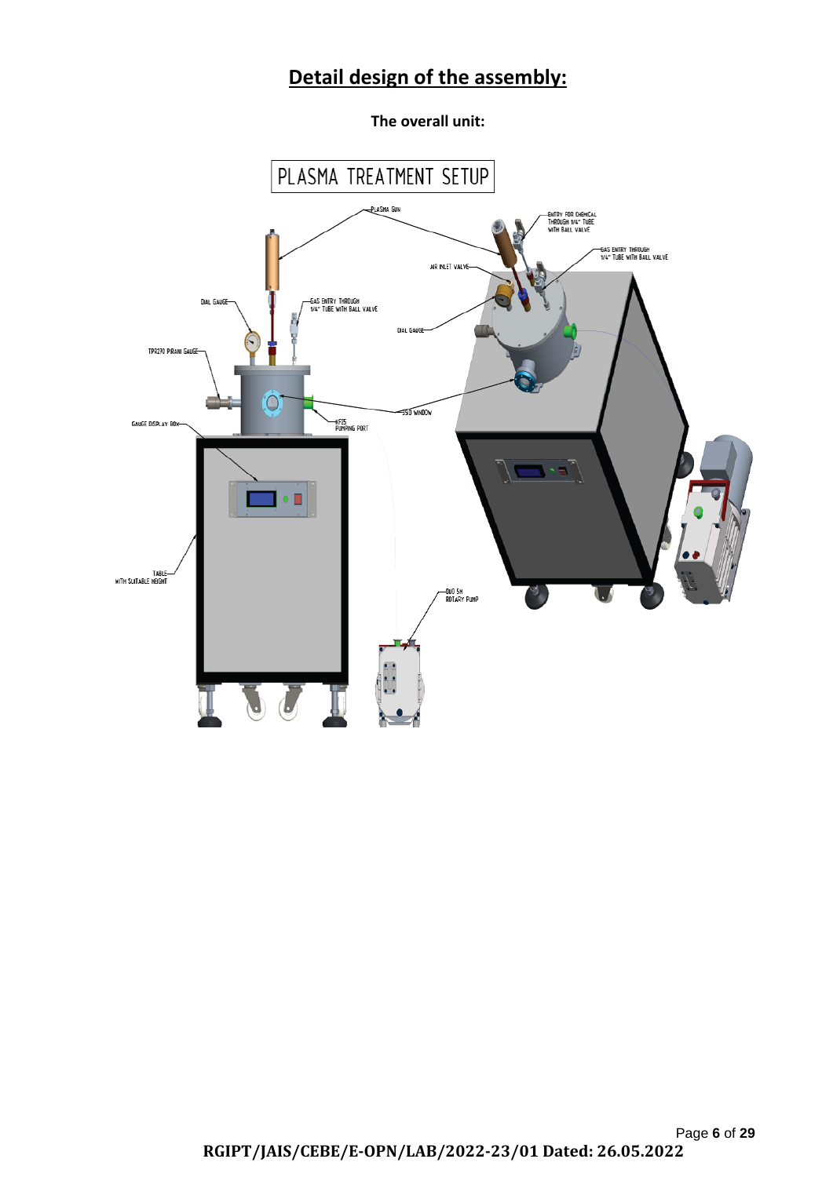## Detail design of the assembly:

**The overall unit:**

PLASMA TREATMENT SETUP

PLASMA GUN

ENTRY FOR CHEMICAL THROUGH 1/4" TUBE WITH BALL VALVE

GAS ENTRY THROUGH 1/4" TUBE WITH BALL VALVE

AIR INLET VALVE

DIAL GAUGE

GAS ENTRY THROUGH 1/4" TUBE WITH BALL VALVE

DIAL GAUGE

TPR270 PIRANI GAUGE

SS10 WINDOW

GAUGE DISPLAY BOX

KF25 PUMPING PORT

TABLE WITH SUITABLE HEIGHT

DUO 5M ROTARY PUMP

**RGIPT/JAIS/CEBE/E-OPN/LAB/2022-23/01 Dated: 26.05.2022**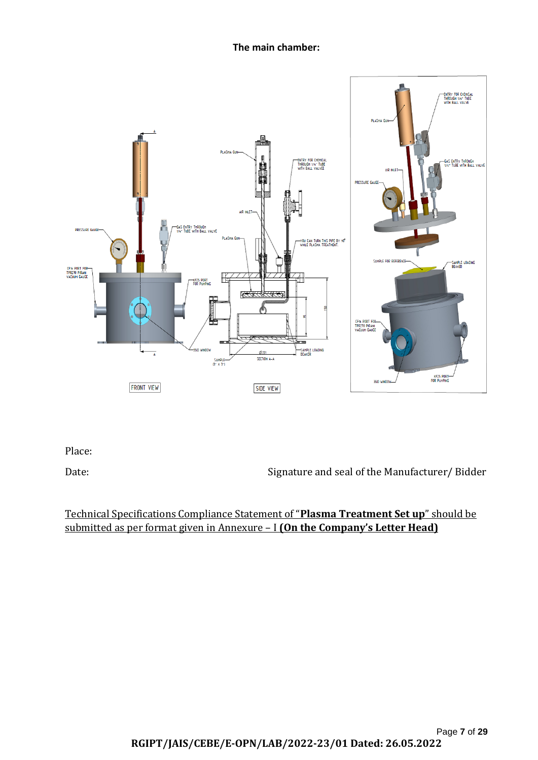**The main chamber:**

Place:

Date: Signature and seal of the Manufacturer/ Bidder

Technical Specifications Compliance Statement of "**Plasma Treatment Set up**" should be submitted as per format given in Annexure – I **(On the Company's Letter Head)**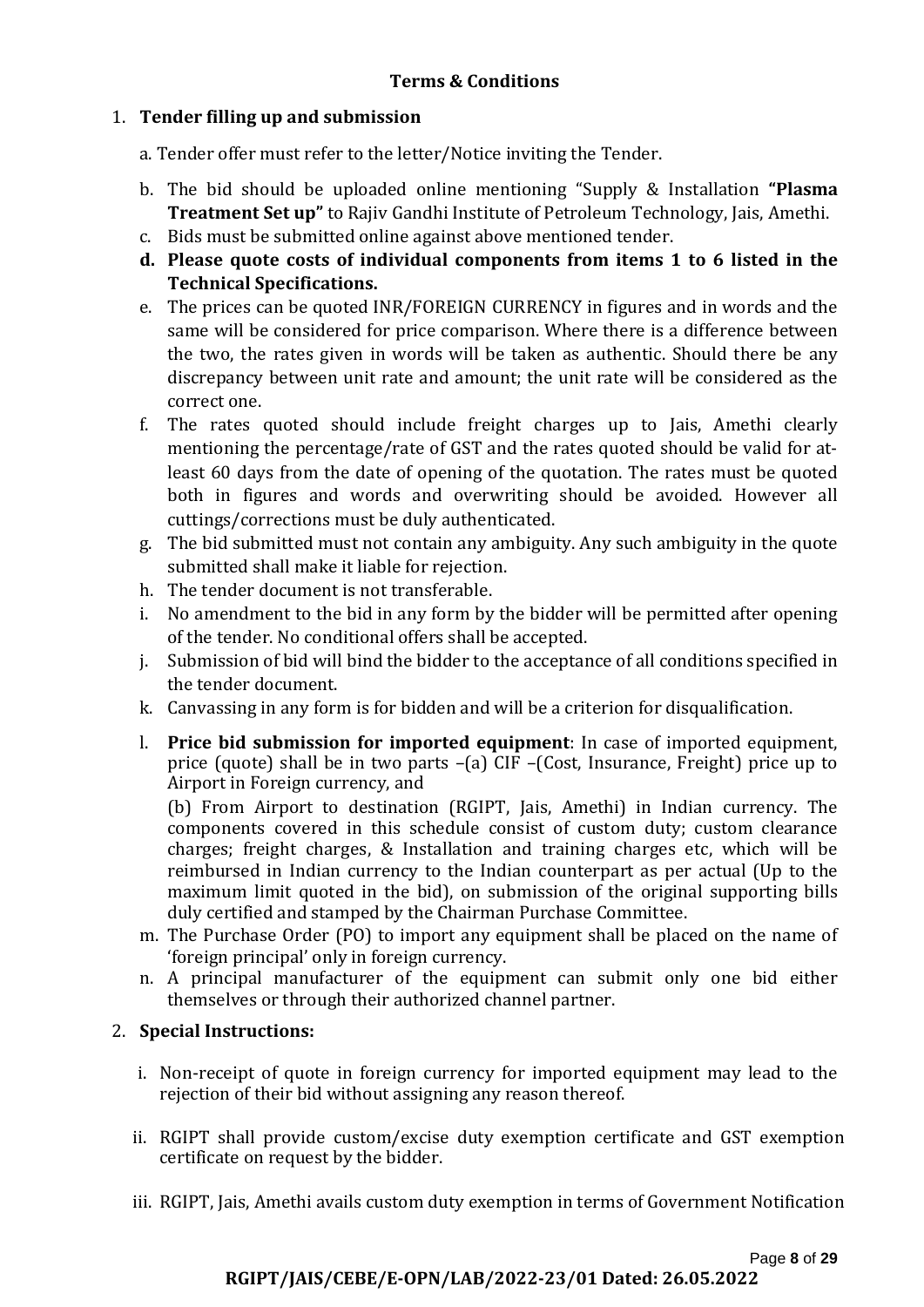**Terms & Conditions**

1. **Tender filling up and submission**

   a. Tender offer must refer to the letter/Notice inviting the Tender.

   b. The bid should be uploaded online mentioning "Supply & Installation **"Plasma Treatment Set up"** to Rajiv Gandhi Institute of Petroleum Technology, Jais, Amethi.

   c. Bids must be submitted online against above mentioned tender.

   d. **Please quote costs of individual components from items 1 to 6 listed in the Technical Specifications.**

   e. The prices can be quoted INR/FOREIGN CURRENCY in figures and in words and the same will be considered for price comparison. Where there is a difference between the two, the rates given in words will be taken as authentic. Should there be any discrepancy between unit rate and amount; the unit rate will be considered as the correct one.

   f. The rates quoted should include freight charges up to Jais, Amethi clearly mentioning the percentage/rate of GST and the rates quoted should be valid for at-least 60 days from the date of opening of the quotation. The rates must be quoted both in figures and words and overwriting should be avoided. However all cuttings/corrections must be duly authenticated.

   g. The bid submitted must not contain any ambiguity. Any such ambiguity in the quote submitted shall make it liable for rejection.

   h. The tender document is not transferable.

   i. No amendment to the bid in any form by the bidder will be permitted after opening of the tender. No conditional offers shall be accepted.

   j. Submission of bid will bind the bidder to the acceptance of all conditions specified in the tender document.

   k. Canvassing in any form is for bidden and will be a criterion for disqualification.

   l. **Price bid submission for imported equipment**: In case of imported equipment, price (quote) shall be in two parts –(a) CIF –(Cost, Insurance, Freight) price up to Airport in Foreign currency, and

      (b) From Airport to destination (RGIPT, Jais, Amethi) in Indian currency. The components covered in this schedule consist of custom duty; custom clearance charges; freight charges, & Installation and training charges etc, which will be reimbursed in Indian currency to the Indian counterpart as per actual (Up to the maximum limit quoted in the bid), on submission of the original supporting bills duly certified and stamped by the Chairman Purchase Committee.

   m. The Purchase Order (PO) to import any equipment shall be placed on the name of 'foreign principal' only in foreign currency.

   n. A principal manufacturer of the equipment can submit only one bid either themselves or through their authorized channel partner.

2. **Special Instructions:**

   i. Non-receipt of quote in foreign currency for imported equipment may lead to the rejection of their bid without assigning any reason thereof.

   ii. RGIPT shall provide custom/excise duty exemption certificate and GST exemption certificate on request by the bidder.

   iii. RGIPT, Jais, Amethi avails custom duty exemption in terms of Government Notification

**RGIPT/JAIS/CEBE/E-OPN/LAB/2022-23/01 Dated: 26.05.2022**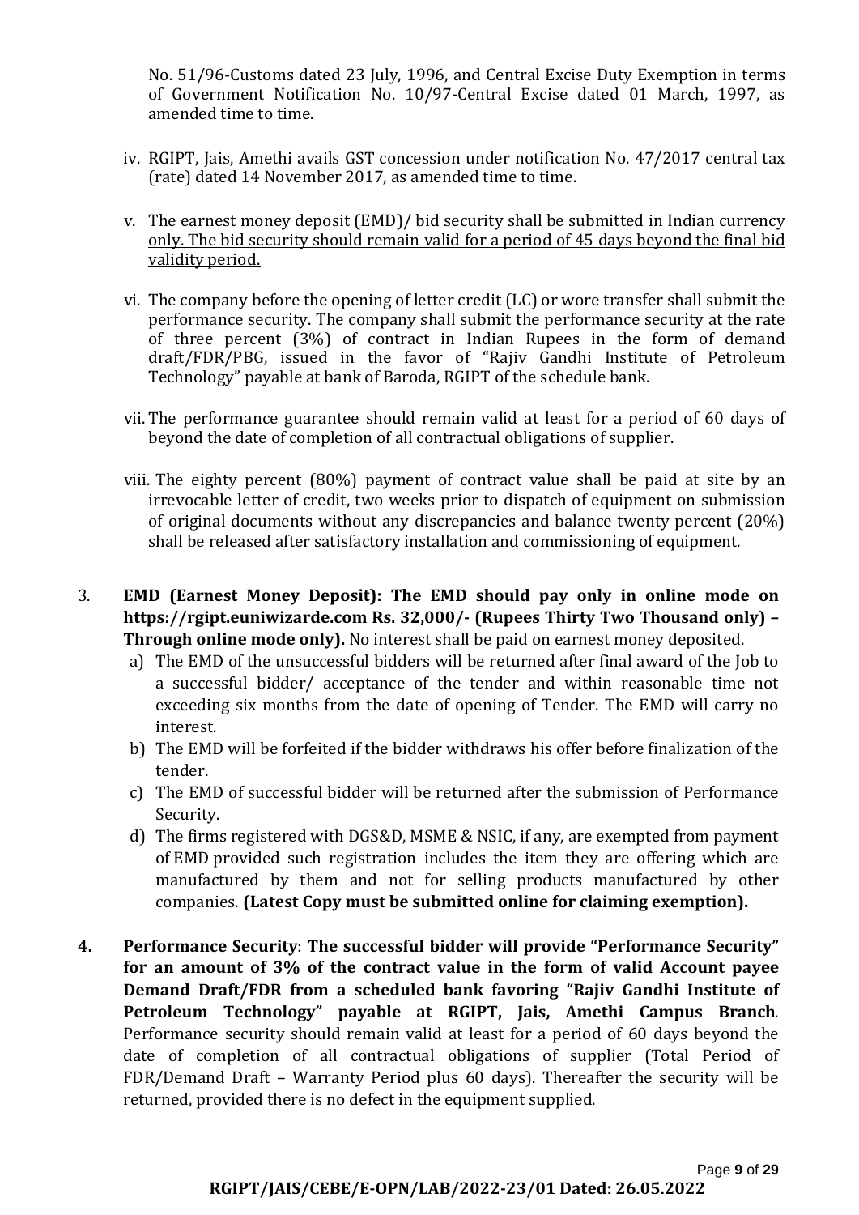No. 51/96-Customs dated 23 July, 1996, and Central Excise Duty Exemption in terms of Government Notification No. 10/97-Central Excise dated 01 March, 1997, as amended time to time.

iv. RGIPT, Jais, Amethi avails GST concession under notification No. 47/2017 central tax (rate) dated 14 November 2017, as amended time to time.

v. <u>The earnest money deposit (EMD)/ bid security shall be submitted in Indian currency only. The bid security should remain valid for a period of 45 days beyond the final bid validity period.</u>

vi. The company before the opening of letter credit (LC) or wore transfer shall submit the performance security. The company shall submit the performance security at the rate of three percent (3%) of contract in Indian Rupees in the form of demand draft/FDR/PBG, issued in the favor of "Rajiv Gandhi Institute of Petroleum Technology" payable at bank of Baroda, RGIPT of the schedule bank.

vii. The performance guarantee should remain valid at least for a period of 60 days of beyond the date of completion of all contractual obligations of supplier.

viii. The eighty percent (80%) payment of contract value shall be paid at site by an irrevocable letter of credit, two weeks prior to dispatch of equipment on submission of original documents without any discrepancies and balance twenty percent (20%) shall be released after satisfactory installation and commissioning of equipment.

3. **EMD (Earnest Money Deposit): The EMD should pay only in online mode on https://rgipt.euniwizarde.com Rs. 32,000/- (Rupees Thirty Two Thousand only) – Through online mode only).** No interest shall be paid on earnest money deposited.
   a) The EMD of the unsuccessful bidders will be returned after final award of the Job to a successful bidder/ acceptance of the tender and within reasonable time not exceeding six months from the date of opening of Tender. The EMD will carry no interest.
   b) The EMD will be forfeited if the bidder withdraws his offer before finalization of the tender.
   c) The EMD of successful bidder will be returned after the submission of Performance Security.
   d) The firms registered with DGS&D, MSME & NSIC, if any, are exempted from payment of EMD provided such registration includes the item they are offering which are manufactured by them and not for selling products manufactured by other companies. **(Latest Copy must be submitted online for claiming exemption).**

4. **Performance Security**: **The successful bidder will provide "Performance Security" for an amount of 3% of the contract value in the form of valid Account payee Demand Draft/FDR from a scheduled bank favoring "Rajiv Gandhi Institute of Petroleum Technology" payable at RGIPT, Jais, Amethi Campus Branch**. Performance security should remain valid at least for a period of 60 days beyond the date of completion of all contractual obligations of supplier (Total Period of FDR/Demand Draft – Warranty Period plus 60 days). Thereafter the security will be returned, provided there is no defect in the equipment supplied.

**RGIPT/JAIS/CEBE/E-OPN/LAB/2022-23/01 Dated: 26.05.2022**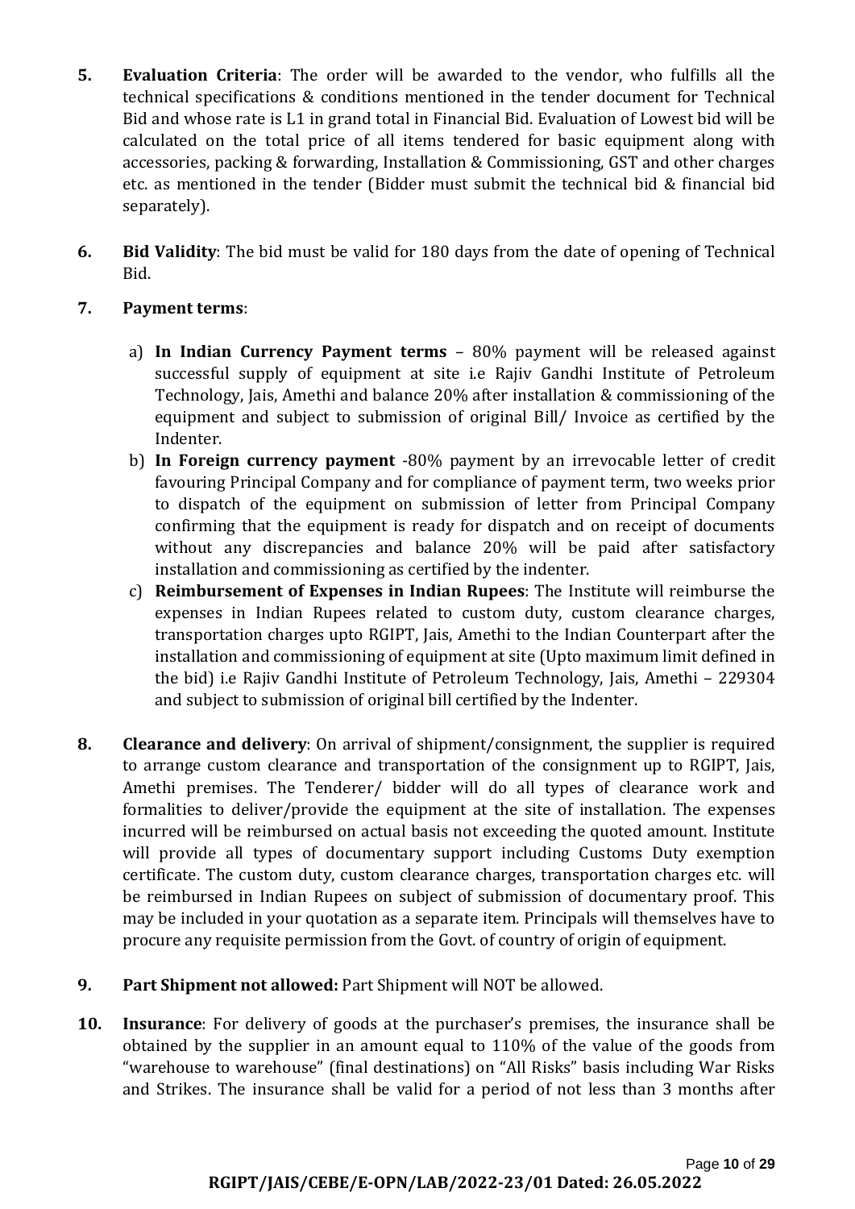5. **Evaluation Criteria**: The order will be awarded to the vendor, who fulfills all the technical specifications & conditions mentioned in the tender document for Technical Bid and whose rate is L1 in grand total in Financial Bid. Evaluation of Lowest bid will be calculated on the total price of all items tendered for basic equipment along with accessories, packing & forwarding, Installation & Commissioning, GST and other charges etc. as mentioned in the tender (Bidder must submit the technical bid & financial bid separately).

6. **Bid Validity**: The bid must be valid for 180 days from the date of opening of Technical Bid.

7. **Payment terms**:

   a) **In Indian Currency Payment terms** – 80% payment will be released against successful supply of equipment at site i.e Rajiv Gandhi Institute of Petroleum Technology, Jais, Amethi and balance 20% after installation & commissioning of the equipment and subject to submission of original Bill/ Invoice as certified by the Indenter.

   b) **In Foreign currency payment** -80% payment by an irrevocable letter of credit favouring Principal Company and for compliance of payment term, two weeks prior to dispatch of the equipment on submission of letter from Principal Company confirming that the equipment is ready for dispatch and on receipt of documents without any discrepancies and balance 20% will be paid after satisfactory installation and commissioning as certified by the indenter.

   c) **Reimbursement of Expenses in Indian Rupees**: The Institute will reimburse the expenses in Indian Rupees related to custom duty, custom clearance charges, transportation charges upto RGIPT, Jais, Amethi to the Indian Counterpart after the installation and commissioning of equipment at site (Upto maximum limit defined in the bid) i.e Rajiv Gandhi Institute of Petroleum Technology, Jais, Amethi – 229304 and subject to submission of original bill certified by the Indenter.

8. **Clearance and delivery**: On arrival of shipment/consignment, the supplier is required to arrange custom clearance and transportation of the consignment up to RGIPT, Jais, Amethi premises. The Tenderer/ bidder will do all types of clearance work and formalities to deliver/provide the equipment at the site of installation. The expenses incurred will be reimbursed on actual basis not exceeding the quoted amount. Institute will provide all types of documentary support including Customs Duty exemption certificate. The custom duty, custom clearance charges, transportation charges etc. will be reimbursed in Indian Rupees on subject of submission of documentary proof. This may be included in your quotation as a separate item. Principals will themselves have to procure any requisite permission from the Govt. of country of origin of equipment.

9. **Part Shipment not allowed:** Part Shipment will NOT be allowed.

10. **Insurance**: For delivery of goods at the purchaser's premises, the insurance shall be obtained by the supplier in an amount equal to 110% of the value of the goods from "warehouse to warehouse" (final destinations) on "All Risks" basis including War Risks and Strikes. The insurance shall be valid for a period of not less than 3 months after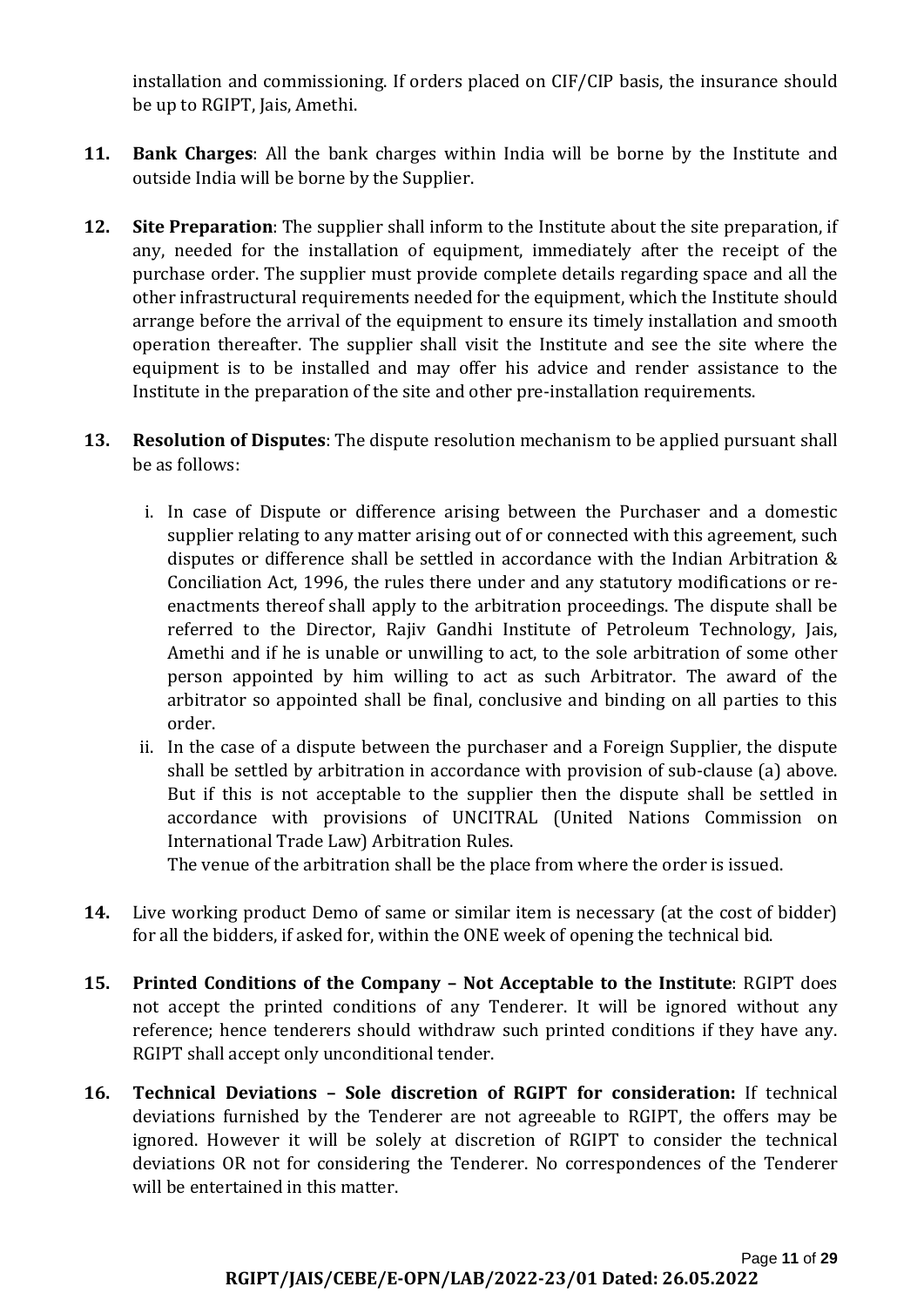installation and commissioning. If orders placed on CIF/CIP basis, the insurance should be up to RGIPT, Jais, Amethi.

**11. Bank Charges**: All the bank charges within India will be borne by the Institute and outside India will be borne by the Supplier.

**12. Site Preparation**: The supplier shall inform to the Institute about the site preparation, if any, needed for the installation of equipment, immediately after the receipt of the purchase order. The supplier must provide complete details regarding space and all the other infrastructural requirements needed for the equipment, which the Institute should arrange before the arrival of the equipment to ensure its timely installation and smooth operation thereafter. The supplier shall visit the Institute and see the site where the equipment is to be installed and may offer his advice and render assistance to the Institute in the preparation of the site and other pre-installation requirements.

**13. Resolution of Disputes**: The dispute resolution mechanism to be applied pursuant shall be as follows:

i. In case of Dispute or difference arising between the Purchaser and a domestic supplier relating to any matter arising out of or connected with this agreement, such disputes or difference shall be settled in accordance with the Indian Arbitration & Conciliation Act, 1996, the rules there under and any statutory modifications or re-enactments thereof shall apply to the arbitration proceedings. The dispute shall be referred to the Director, Rajiv Gandhi Institute of Petroleum Technology, Jais, Amethi and if he is unable or unwilling to act, to the sole arbitration of some other person appointed by him willing to act as such Arbitrator. The award of the arbitrator so appointed shall be final, conclusive and binding on all parties to this order.

ii. In the case of a dispute between the purchaser and a Foreign Supplier, the dispute shall be settled by arbitration in accordance with provision of sub-clause (a) above. But if this is not acceptable to the supplier then the dispute shall be settled in accordance with provisions of UNCITRAL (United Nations Commission on International Trade Law) Arbitration Rules.
The venue of the arbitration shall be the place from where the order is issued.

**14.** Live working product Demo of same or similar item is necessary (at the cost of bidder) for all the bidders, if asked for, within the ONE week of opening the technical bid.

**15. Printed Conditions of the Company – Not Acceptable to the Institute**: RGIPT does not accept the printed conditions of any Tenderer. It will be ignored without any reference; hence tenderers should withdraw such printed conditions if they have any. RGIPT shall accept only unconditional tender.

**16. Technical Deviations – Sole discretion of RGIPT for consideration:** If technical deviations furnished by the Tenderer are not agreeable to RGIPT, the offers may be ignored. However it will be solely at discretion of RGIPT to consider the technical deviations OR not for considering the Tenderer. No correspondences of the Tenderer will be entertained in this matter.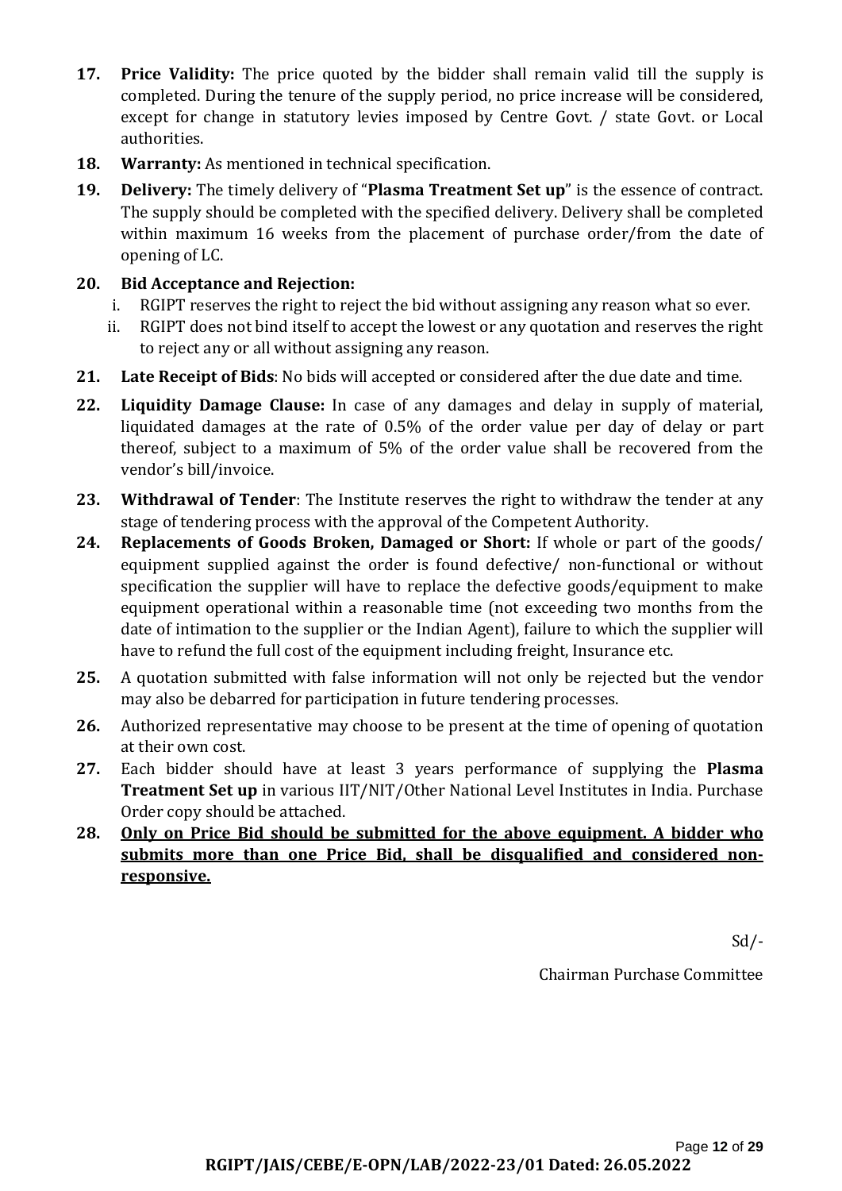17. **Price Validity:** The price quoted by the bidder shall remain valid till the supply is completed. During the tenure of the supply period, no price increase will be considered, except for change in statutory levies imposed by Centre Govt. / state Govt. or Local authorities.
18. **Warranty:** As mentioned in technical specification.
19. **Delivery:** The timely delivery of "**Plasma Treatment Set up**" is the essence of contract. The supply should be completed with the specified delivery. Delivery shall be completed within maximum 16 weeks from the placement of purchase order/from the date of opening of LC.
20. **Bid Acceptance and Rejection:**
    i. RGIPT reserves the right to reject the bid without assigning any reason what so ever.
    ii. RGIPT does not bind itself to accept the lowest or any quotation and reserves the right to reject any or all without assigning any reason.
21. **Late Receipt of Bids**: No bids will accepted or considered after the due date and time.
22. **Liquidity Damage Clause:** In case of any damages and delay in supply of material, liquidated damages at the rate of 0.5% of the order value per day of delay or part thereof, subject to a maximum of 5% of the order value shall be recovered from the vendor's bill/invoice.
23. **Withdrawal of Tender**: The Institute reserves the right to withdraw the tender at any stage of tendering process with the approval of the Competent Authority.
24. **Replacements of Goods Broken, Damaged or Short:** If whole or part of the goods/ equipment supplied against the order is found defective/ non-functional or without specification the supplier will have to replace the defective goods/equipment to make equipment operational within a reasonable time (not exceeding two months from the date of intimation to the supplier or the Indian Agent), failure to which the supplier will have to refund the full cost of the equipment including freight, Insurance etc.
25. A quotation submitted with false information will not only be rejected but the vendor may also be debarred for participation in future tendering processes.
26. Authorized representative may choose to be present at the time of opening of quotation at their own cost.
27. Each bidder should have at least 3 years performance of supplying the **Plasma Treatment Set up** in various IIT/NIT/Other National Level Institutes in India. Purchase Order copy should be attached.
28. **<u>Only on Price Bid should be submitted for the above equipment. A bidder who submits more than one Price Bid, shall be disqualified and considered non-responsive.</u>**

Sd/-

Chairman Purchase Committee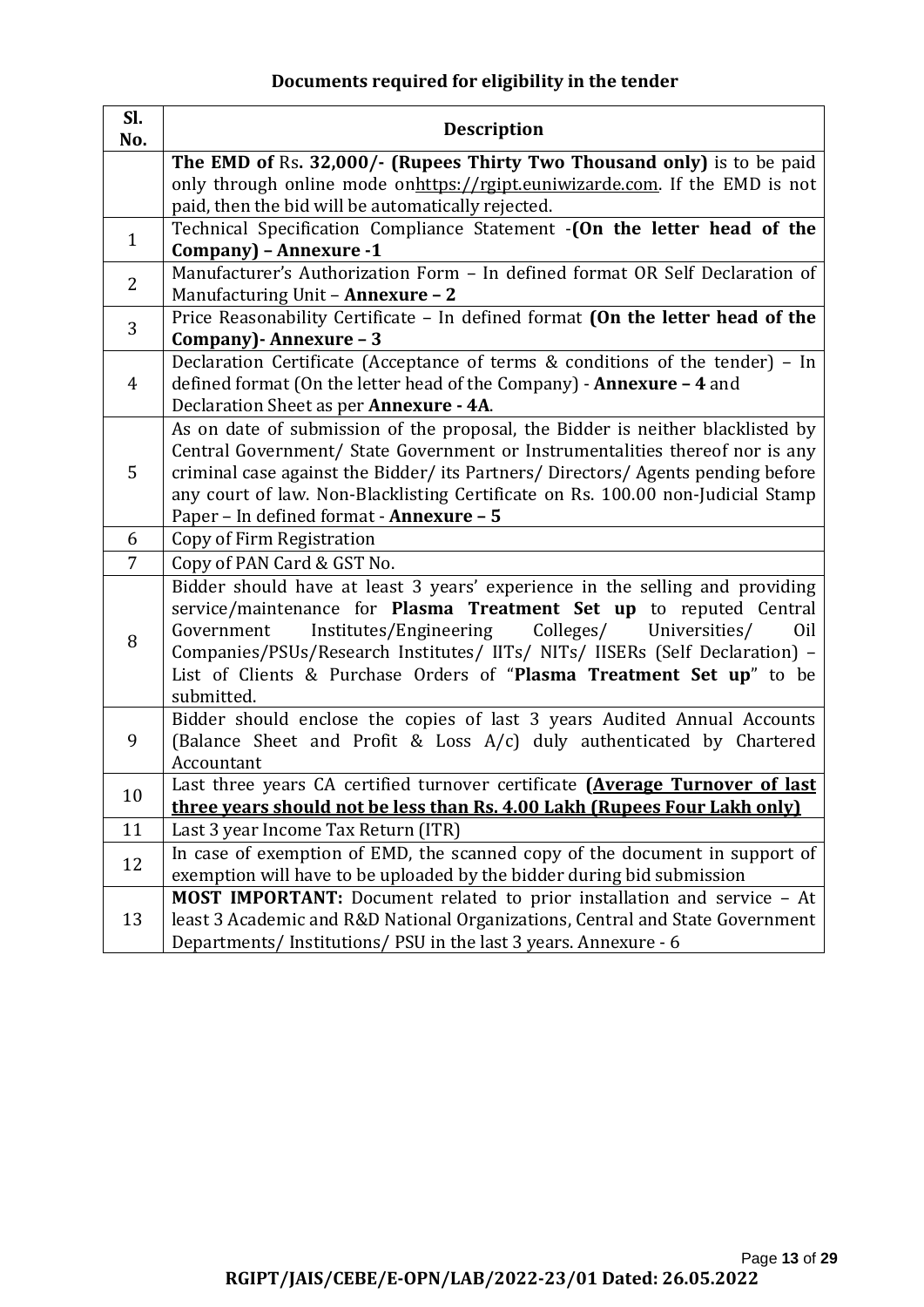**Documents required for eligibility in the tender**

| Sl. No. | Description |
|---|---|
| | **The EMD of** Rs**. 32,000/- (Rupees Thirty Two Thousand only)** is to be paid only through online mode onhttps://rgipt.euniwizarde.com. If the EMD is not paid, then the bid will be automatically rejected. |
| 1 | Technical Specification Compliance Statement -**(On the letter head of the Company) – Annexure -1** |
| 2 | Manufacturer's Authorization Form – In defined format OR Self Declaration of Manufacturing Unit – **Annexure – 2** |
| 3 | Price Reasonability Certificate – In defined format **(On the letter head of the Company)- Annexure – 3** |
| 4 | Declaration Certificate (Acceptance of terms & conditions of the tender) – In defined format (On the letter head of the Company) - **Annexure – 4** and Declaration Sheet as per **Annexure - 4A**. |
| 5 | As on date of submission of the proposal, the Bidder is neither blacklisted by Central Government/ State Government or Instrumentalities thereof nor is any criminal case against the Bidder/ its Partners/ Directors/ Agents pending before any court of law. Non-Blacklisting Certificate on Rs. 100.00 non-Judicial Stamp Paper – In defined format - **Annexure – 5** |
| 6 | Copy of Firm Registration |
| 7 | Copy of PAN Card & GST No. |
| 8 | Bidder should have at least 3 years' experience in the selling and providing service/maintenance for **Plasma Treatment Set up** to reputed Central Government Institutes/Engineering Colleges/ Universities/ Oil Companies/PSUs/Research Institutes/ IITs/ NITs/ IISERs (Self Declaration) – List of Clients & Purchase Orders of "**Plasma Treatment Set up**" to be submitted. |
| 9 | Bidder should enclose the copies of last 3 years Audited Annual Accounts (Balance Sheet and Profit & Loss A/c) duly authenticated by Chartered Accountant |
| 10 | Last three years CA certified turnover certificate **(Average Turnover of last three years should not be less than Rs. 4.00 Lakh (Rupees Four Lakh only)** |
| 11 | Last 3 year Income Tax Return (ITR) |
| 12 | In case of exemption of EMD, the scanned copy of the document in support of exemption will have to be uploaded by the bidder during bid submission |
| 13 | **MOST IMPORTANT:** Document related to prior installation and service – At least 3 Academic and R&D National Organizations, Central and State Government Departments/ Institutions/ PSU in the last 3 years. Annexure - 6 |

**RGIPT/JAIS/CEBE/E-OPN/LAB/2022-23/01 Dated: 26.05.2022**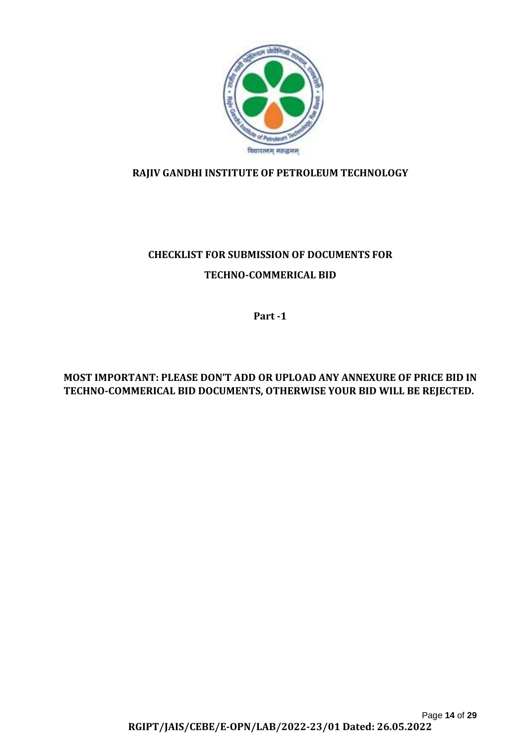**RAJIV GANDHI INSTITUTE OF PETROLEUM TECHNOLOGY**

**CHECKLIST FOR SUBMISSION OF DOCUMENTS FOR**

**TECHNO-COMMERICAL BID**

**Part -1**

**MOST IMPORTANT: PLEASE DON'T ADD OR UPLOAD ANY ANNEXURE OF PRICE BID IN TECHNO-COMMERICAL BID DOCUMENTS, OTHERWISE YOUR BID WILL BE REJECTED.**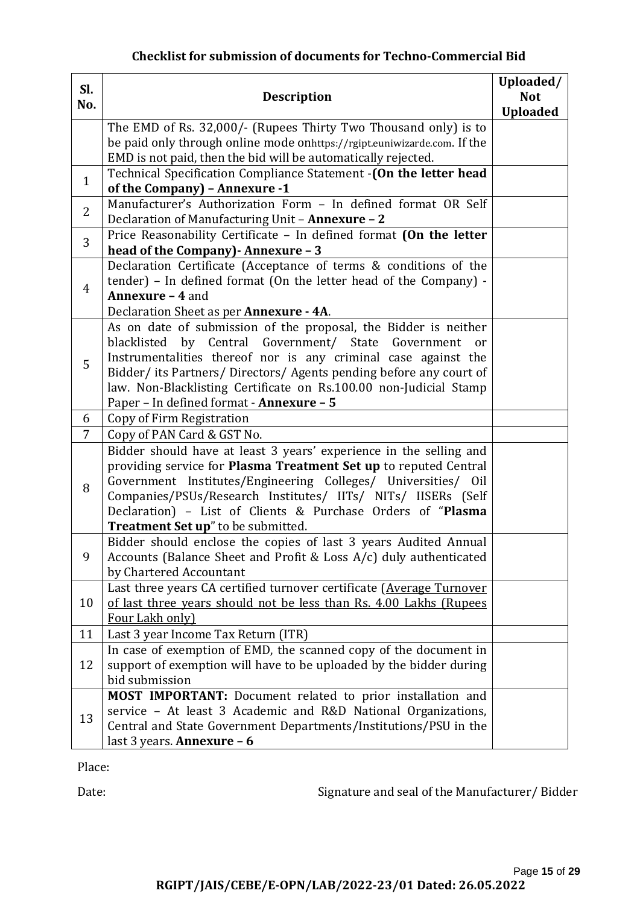### Checklist for submission of documents for Techno-Commercial Bid

| Sl. No. | Description | Uploaded/ Not Uploaded |
|---|---|---|
| | The EMD of Rs. 32,000/- (Rupees Thirty Two Thousand only) is to be paid only through online mode onhttps://rgipt.euniwizarde.com. If the EMD is not paid, then the bid will be automatically rejected. | |
| 1 | Technical Specification Compliance Statement -**(On the letter head of the Company) – Annexure -1** | |
| 2 | Manufacturer's Authorization Form – In defined format OR Self Declaration of Manufacturing Unit – **Annexure – 2** | |
| 3 | Price Reasonability Certificate – In defined format **(On the letter head of the Company)- Annexure – 3** | |
| 4 | Declaration Certificate (Acceptance of terms & conditions of the tender) – In defined format (On the letter head of the Company) - **Annexure – 4** and Declaration Sheet as per **Annexure - 4A**. | |
| 5 | As on date of submission of the proposal, the Bidder is neither blacklisted by Central Government/ State Government or Instrumentalities thereof nor is any criminal case against the Bidder/ its Partners/ Directors/ Agents pending before any court of law. Non-Blacklisting Certificate on Rs.100.00 non-Judicial Stamp Paper – In defined format - **Annexure – 5** | |
| 6 | Copy of Firm Registration | |
| 7 | Copy of PAN Card & GST No. | |
| 8 | Bidder should have at least 3 years' experience in the selling and providing service for **Plasma Treatment Set up** to reputed Central Government Institutes/Engineering Colleges/ Universities/ Oil Companies/PSUs/Research Institutes/ IITs/ NITs/ IISERs (Self Declaration) – List of Clients & Purchase Orders of "**Plasma Treatment Set up**" to be submitted. | |
| 9 | Bidder should enclose the copies of last 3 years Audited Annual Accounts (Balance Sheet and Profit & Loss A/c) duly authenticated by Chartered Accountant | |
| 10 | Last three years CA certified turnover certificate (<u>Average Turnover of last three years should not be less than Rs. 4.00 Lakhs (Rupees Four Lakh only)</u> | |
| 11 | Last 3 year Income Tax Return (ITR) | |
| 12 | In case of exemption of EMD, the scanned copy of the document in support of exemption will have to be uploaded by the bidder during bid submission | |
| 13 | **MOST IMPORTANT:** Document related to prior installation and service – At least 3 Academic and R&D National Organizations, Central and State Government Departments/Institutions/PSU in the last 3 years. **Annexure – 6** | |

Place:

Date: Signature and seal of the Manufacturer/ Bidder

**RGIPT/JAIS/CEBE/E-OPN/LAB/2022-23/01 Dated: 26.05.2022**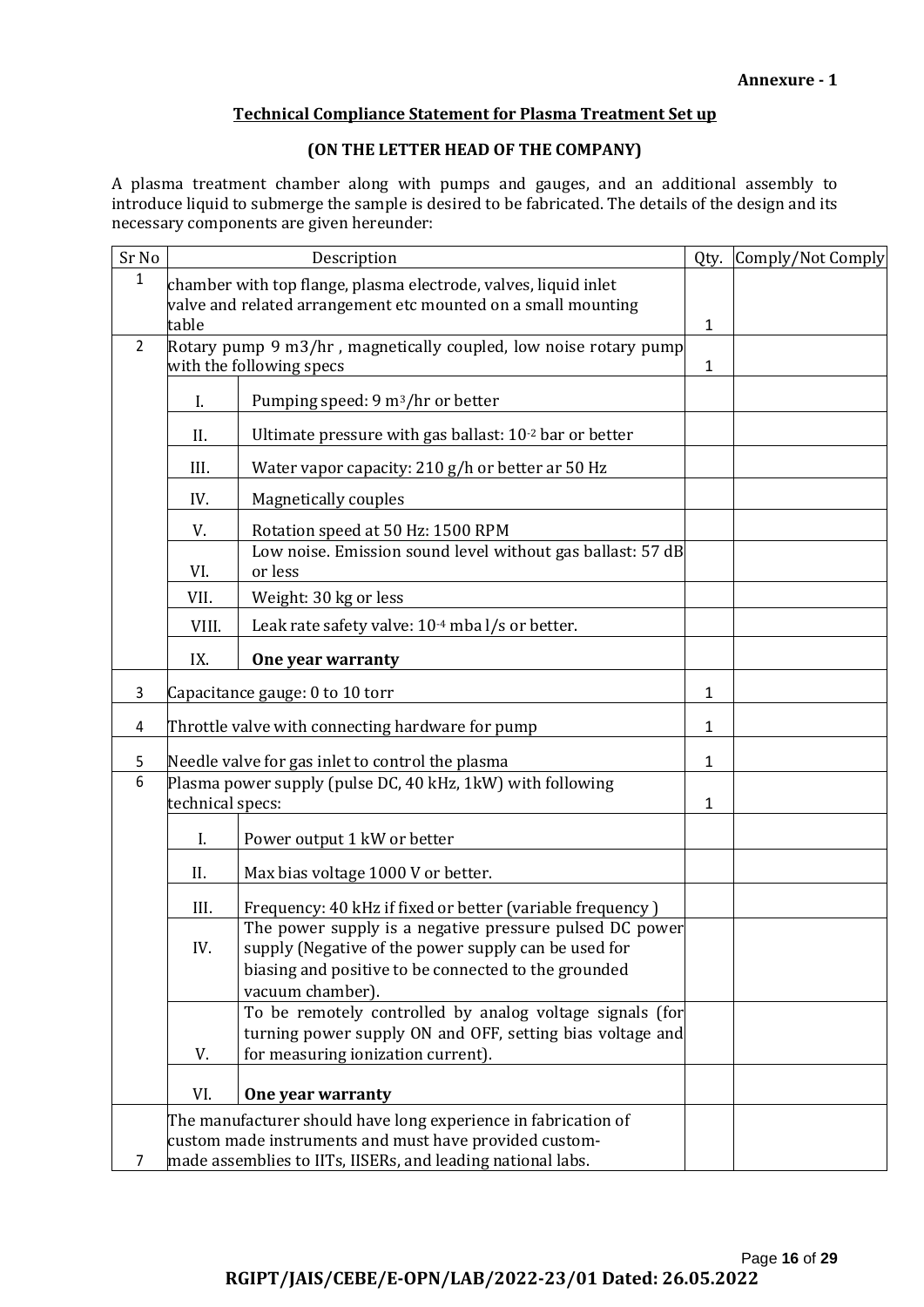**Annexure - 1**

**Technical Compliance Statement for Plasma Treatment Set up**

**(ON THE LETTER HEAD OF THE COMPANY)**

A plasma treatment chamber along with pumps and gauges, and an additional assembly to introduce liquid to submerge the sample is desired to be fabricated. The details of the design and its necessary components are given hereunder:

| Sr No | Description | | Qty. | Comply/Not Comply |
|---|---|---|---|---|
| 1 | chamber with top flange, plasma electrode, valves, liquid inlet valve and related arrangement etc mounted on a small mounting table | | 1 | |
| 2 | Rotary pump 9 m3/hr , magnetically coupled, low noise rotary pump with the following specs | | 1 | |
| | I. | Pumping speed: 9 $m^3$/hr or better | | |
| | II. | Ultimate pressure with gas ballast: $10^{-2}$ bar or better | | |
| | III. | Water vapor capacity: 210 g/h or better ar 50 Hz | | |
| | IV. | Magnetically couples | | |
| | V. | Rotation speed at 50 Hz: 1500 RPM | | |
| | VI. | Low noise. Emission sound level without gas ballast: 57 dB or less | | |
| | VII. | Weight: 30 kg or less | | |
| | VIII. | Leak rate safety valve: $10^{-4}$ mba l/s or better. | | |
| | IX. | **One year warranty** | | |
| 3 | Capacitance gauge: 0 to 10 torr | | 1 | |
| 4 | Throttle valve with connecting hardware for pump | | 1 | |
| 5 | Needle valve for gas inlet to control the plasma | | 1 | |
| 6 | Plasma power supply (pulse DC, 40 kHz, 1kW) with following technical specs: | | 1 | |
| | I. | Power output 1 kW or better | | |
| | II. | Max bias voltage 1000 V or better. | | |
| | III. | Frequency: 40 kHz if fixed or better (variable frequency ) | | |
| | IV. | The power supply is a negative pressure pulsed DC power supply (Negative of the power supply can be used for biasing and positive to be connected to the grounded vacuum chamber). | | |
| | V. | To be remotely controlled by analog voltage signals (for turning power supply ON and OFF, setting bias voltage and for measuring ionization current). | | |
| | VI. | **One year warranty** | | |
| 7 | The manufacturer should have long experience in fabrication of custom made instruments and must have provided custom-made assemblies to IITs, IISERs, and leading national labs. | | | |

**RGIPT/JAIS/CEBE/E-OPN/LAB/2022-23/01 Dated: 26.05.2022**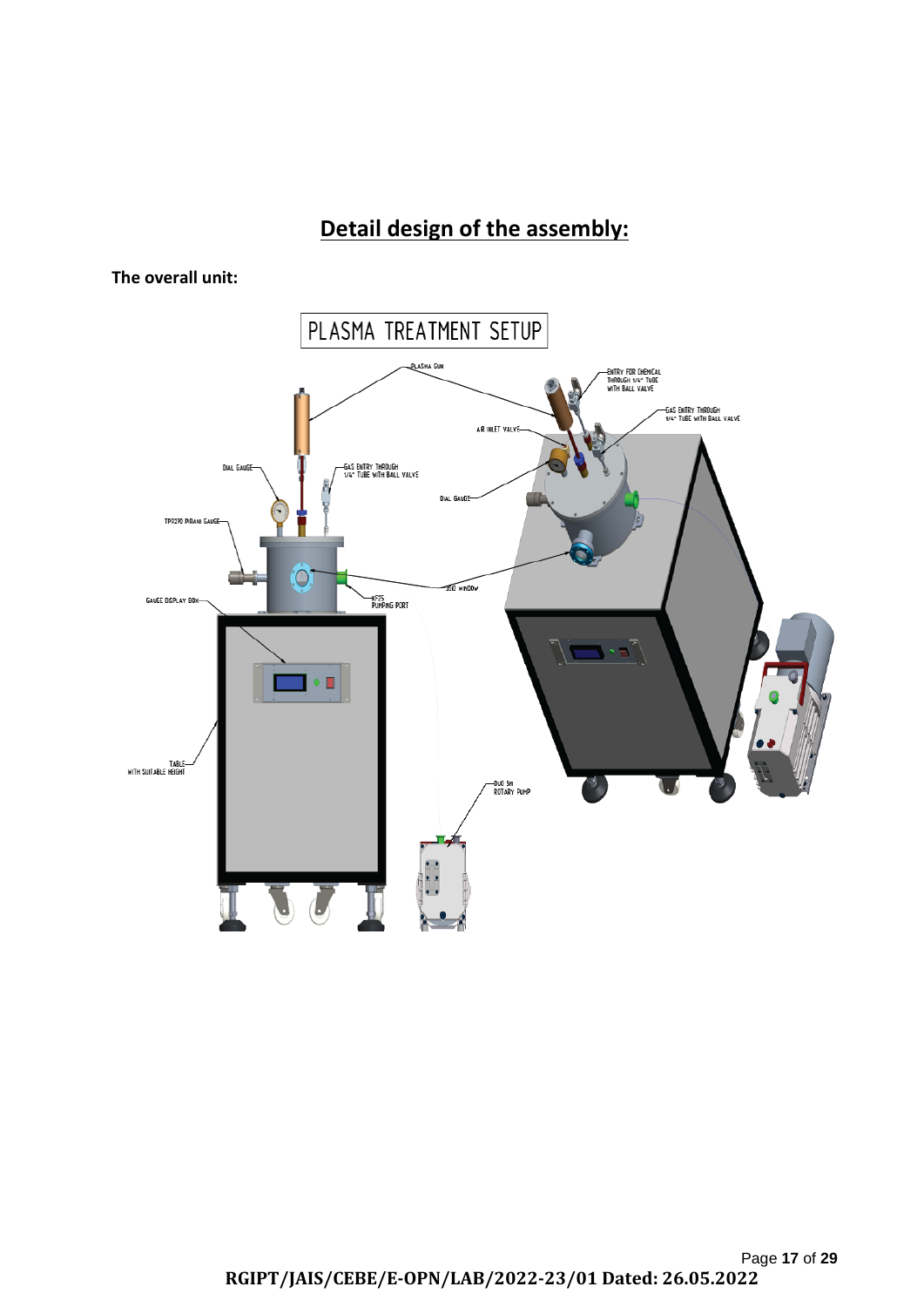# Detail design of the assembly:

**The overall unit:**

PLASMA TREATMENT SETUP

PLASMA GUN

ENTRY FOR CHEMICAL THROUGH 1/4" TUBE WITH BALL VALVE

GAS ENTRY THROUGH 1/4" TUBE WITH BALL VALVE

AIR INLET VALVE

DIAL GAUGE

GAS ENTRY THROUGH 1/4" TUBE WITH BALL VALVE

DIAL GAUGE

TPR270 PIRANI GAUGE

350 WINDOW

GAUGE DISPLAY BOX

KF25 PUMPING PORT

TABLE WITH SUITABLE HEIGHT

DUO 5M ROTARY PUMP

RGIPT/JAIS/CEBE/E-OPN/LAB/2022-23/01 Dated: 26.05.2022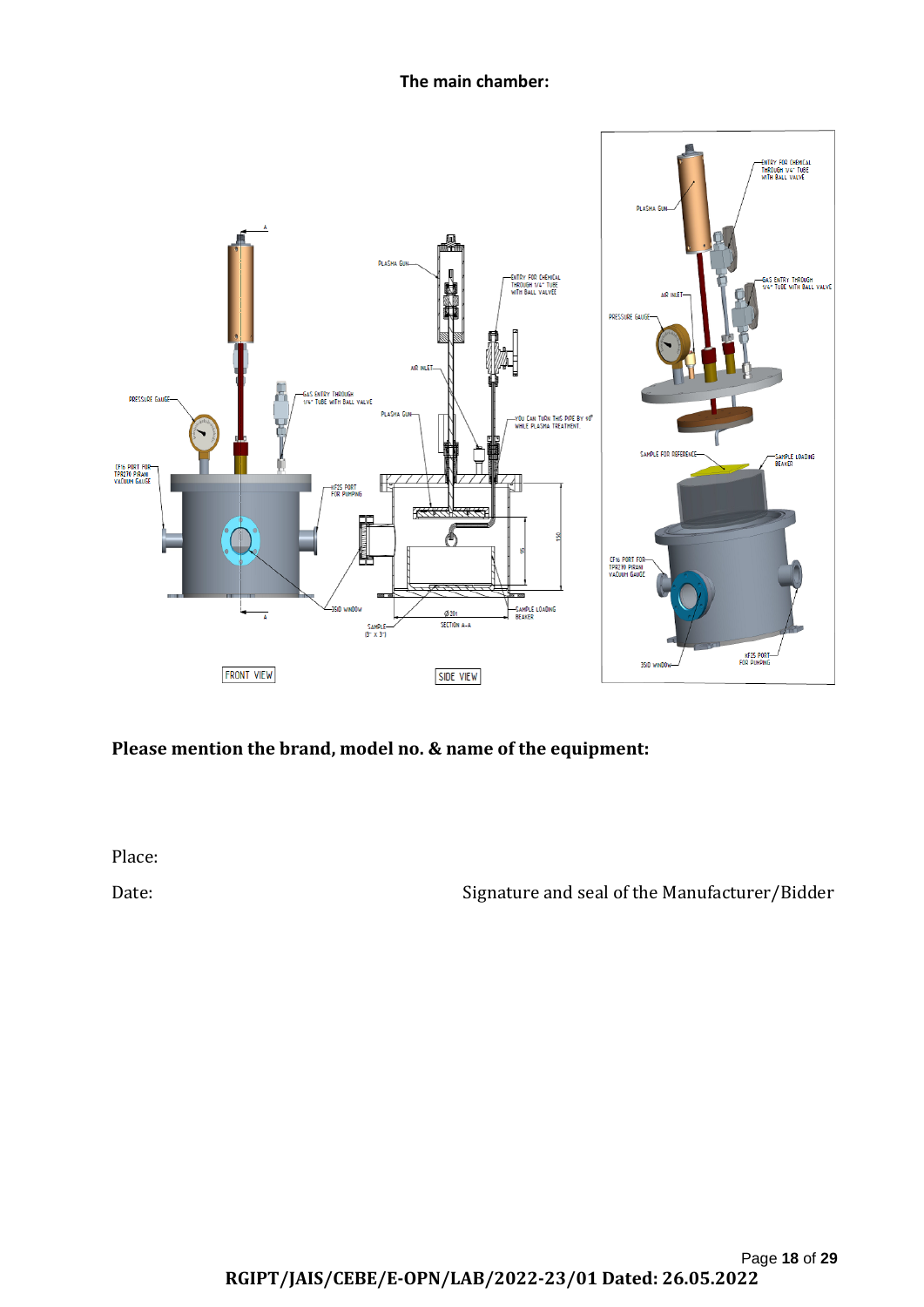**The main chamber:**

**Please mention the brand, model no. & name of the equipment:**

Place:

Date: Signature and seal of the Manufacturer/Bidder

**RGIPT/JAIS/CEBE/E-OPN/LAB/2022-23/01 Dated: 26.05.2022**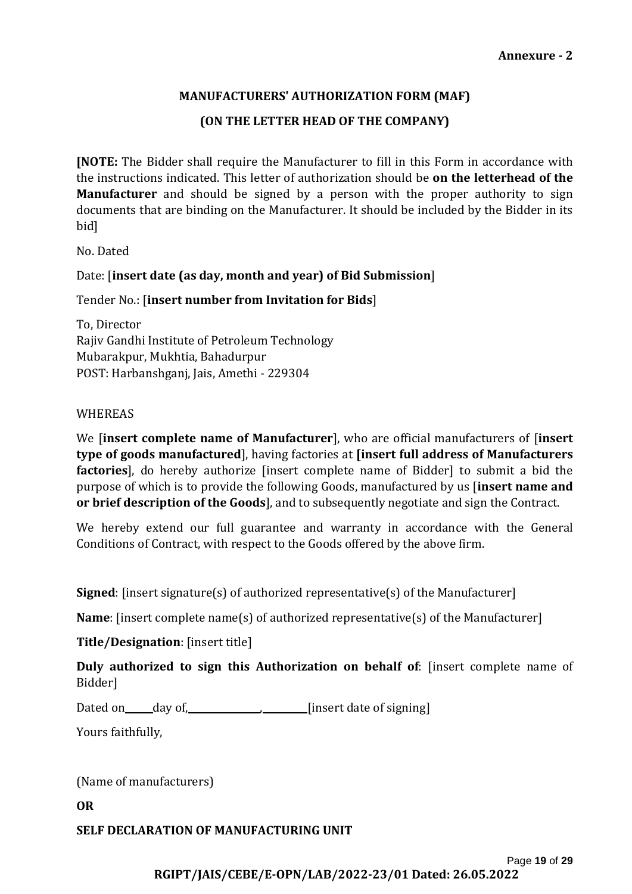**Annexure - 2**

## MANUFACTURERS' AUTHORIZATION FORM (MAF)

### (ON THE LETTER HEAD OF THE COMPANY)

**[NOTE:** The Bidder shall require the Manufacturer to fill in this Form in accordance with the instructions indicated. This letter of authorization should be **on the letterhead of the Manufacturer** and should be signed by a person with the proper authority to sign documents that are binding on the Manufacturer. It should be included by the Bidder in its bid]

No. Dated

Date: [**insert date (as day, month and year) of Bid Submission**]

Tender No.: [**insert number from Invitation for Bids**]

To, Director
Rajiv Gandhi Institute of Petroleum Technology
Mubarakpur, Mukhtia, Bahadurpur
POST: Harbanshganj, Jais, Amethi - 229304

WHEREAS

We [**insert complete name of Manufacturer**], who are official manufacturers of [**insert type of goods manufactured**], having factories at **[insert full address of Manufacturers factories**], do hereby authorize [insert complete name of Bidder] to submit a bid the purpose of which is to provide the following Goods, manufactured by us [**insert name and or brief description of the Goods**], and to subsequently negotiate and sign the Contract.

We hereby extend our full guarantee and warranty in accordance with the General Conditions of Contract, with respect to the Goods offered by the above firm.

**Signed**: [insert signature(s) of authorized representative(s) of the Manufacturer]

**Name**: [insert complete name(s) of authorized representative(s) of the Manufacturer]

**Title/Designation**: [insert title]

**Duly authorized to sign this Authorization on behalf of**: [insert complete name of Bidder]

Dated on\_\_\_\_\_\_day of,\_\_\_\_\_\_\_\_\_\_\_\_\_\_\_\_,\_\_\_\_\_\_\_\_\_\_[insert date of signing]

Yours faithfully,

(Name of manufacturers)

**OR**

**SELF DECLARATION OF MANUFACTURING UNIT**

**RGIPT/JAIS/CEBE/E-OPN/LAB/2022-23/01 Dated: 26.05.2022**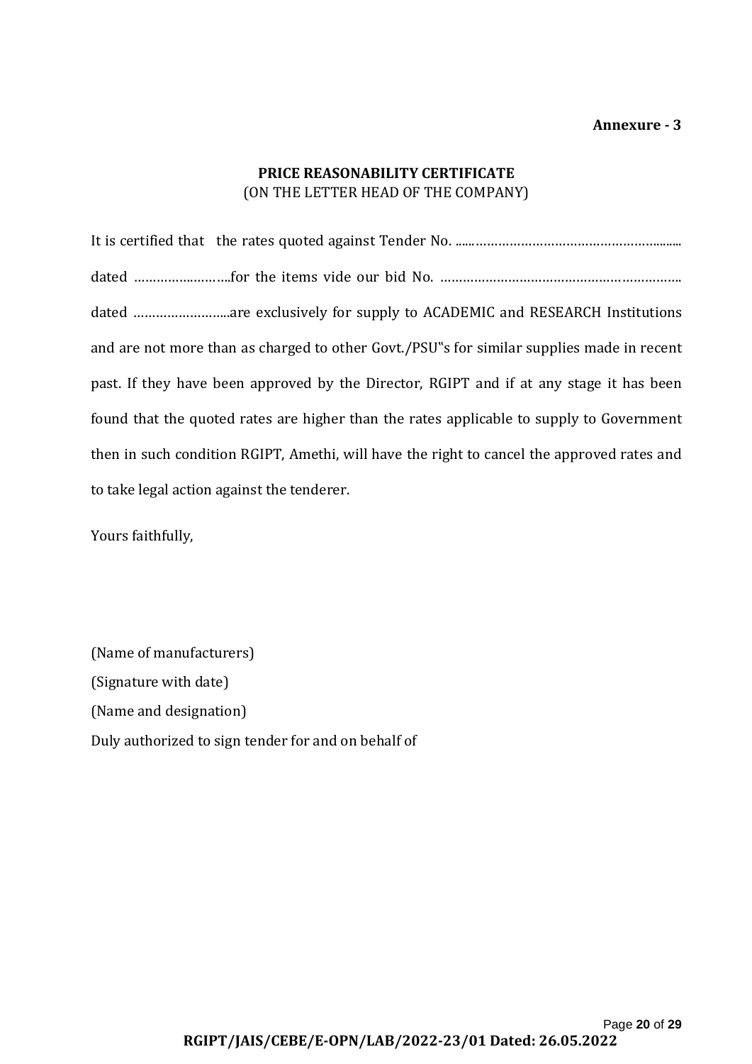**Annexure - 3**

**PRICE REASONABILITY CERTIFICATE**
(ON THE LETTER HEAD OF THE COMPANY)

It is certified that the rates quoted against Tender No. .......................................................... dated ……………………..for the items vide our bid No. ………………………………………………………. dated ……………………..are exclusively for supply to ACADEMIC and RESEARCH Institutions and are not more than as charged to other Govt./PSU‟s for similar supplies made in recent past. If they have been approved by the Director, RGIPT and if at any stage it has been found that the quoted rates are higher than the rates applicable to supply to Government then in such condition RGIPT, Amethi, will have the right to cancel the approved rates and to take legal action against the tenderer.

Yours faithfully,

(Name of manufacturers)
(Signature with date)
(Name and designation)
Duly authorized to sign tender for and on behalf of

**RGIPT/JAIS/CEBE/E-OPN/LAB/2022-23/01 Dated: 26.05.2022**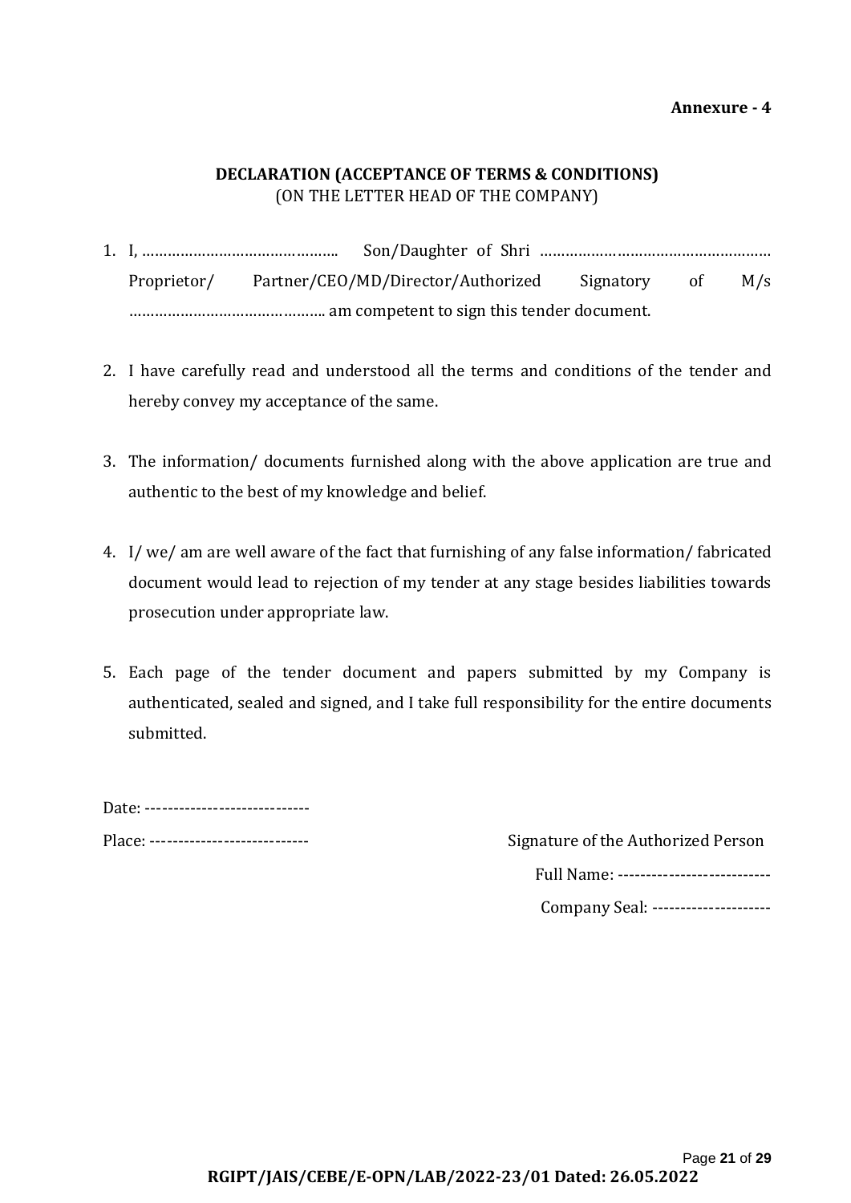**Annexure - 4**

## DECLARATION (ACCEPTANCE OF TERMS & CONDITIONS)

(ON THE LETTER HEAD OF THE COMPANY)

1. I, ……………………………………….. Son/Daughter of Shri ……………………………………………… Proprietor/ Partner/CEO/MD/Director/Authorized Signatory of M/s ……………………………………….. am competent to sign this tender document.

2. I have carefully read and understood all the terms and conditions of the tender and hereby convey my acceptance of the same.

3. The information/ documents furnished along with the above application are true and authentic to the best of my knowledge and belief.

4. I/ we/ am are well aware of the fact that furnishing of any false information/ fabricated document would lead to rejection of my tender at any stage besides liabilities towards prosecution under appropriate law.

5. Each page of the tender document and papers submitted by my Company is authenticated, sealed and signed, and I take full responsibility for the entire documents submitted.

Date: -----------------------------

Place: ---------------------------- 

Signature of the Authorized Person

Full Name: ---------------------------

Company Seal: ---------------------

RGIPT/JAIS/CEBE/E-OPN/LAB/2022-23/01 Dated: 26.05.2022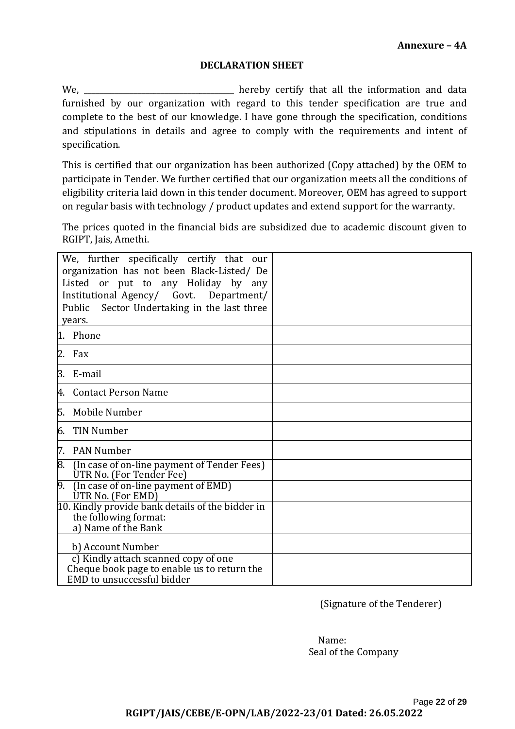**Annexure – 4A**

## DECLARATION SHEET

We, \_\_\_\_\_\_\_\_\_\_\_\_\_\_\_\_\_\_\_\_\_\_\_\_\_\_\_\_\_\_\_\_\_\_\_\_\_\_\_\_\_ hereby certify that all the information and data furnished by our organization with regard to this tender specification are true and complete to the best of our knowledge. I have gone through the specification, conditions and stipulations in details and agree to comply with the requirements and intent of specification.

This is certified that our organization has been authorized (Copy attached) by the OEM to participate in Tender. We further certified that our organization meets all the conditions of eligibility criteria laid down in this tender document. Moreover, OEM has agreed to support on regular basis with technology / product updates and extend support for the warranty.

The prices quoted in the financial bids are subsidized due to academic discount given to RGIPT, Jais, Amethi.

| | |
|---|---|
| We, further specifically certify that our organization has not been Black-Listed/ De Listed or put to any Holiday by any Institutional Agency/ Govt. Department/ Public Sector Undertaking in the last three years. | |
| 1. Phone | |
| 2. Fax | |
| 3. E-mail | |
| 4. Contact Person Name | |
| 5. Mobile Number | |
| 6. TIN Number | |
| 7. PAN Number | |
| 8. (In case of on-line payment of Tender Fees) UTR No. (For Tender Fee) | |
| 9. (In case of on-line payment of EMD) UTR No. (For EMD) | |
| 10. Kindly provide bank details of the bidder in the following format: a) Name of the Bank | |
| b) Account Number | |
| c) Kindly attach scanned copy of one Cheque book page to enable us to return the EMD to unsuccessful bidder | |

(Signature of the Tenderer)

Name:
Seal of the Company

RGIPT/JAIS/CEBE/E-OPN/LAB/2022-23/01 Dated: 26.05.2022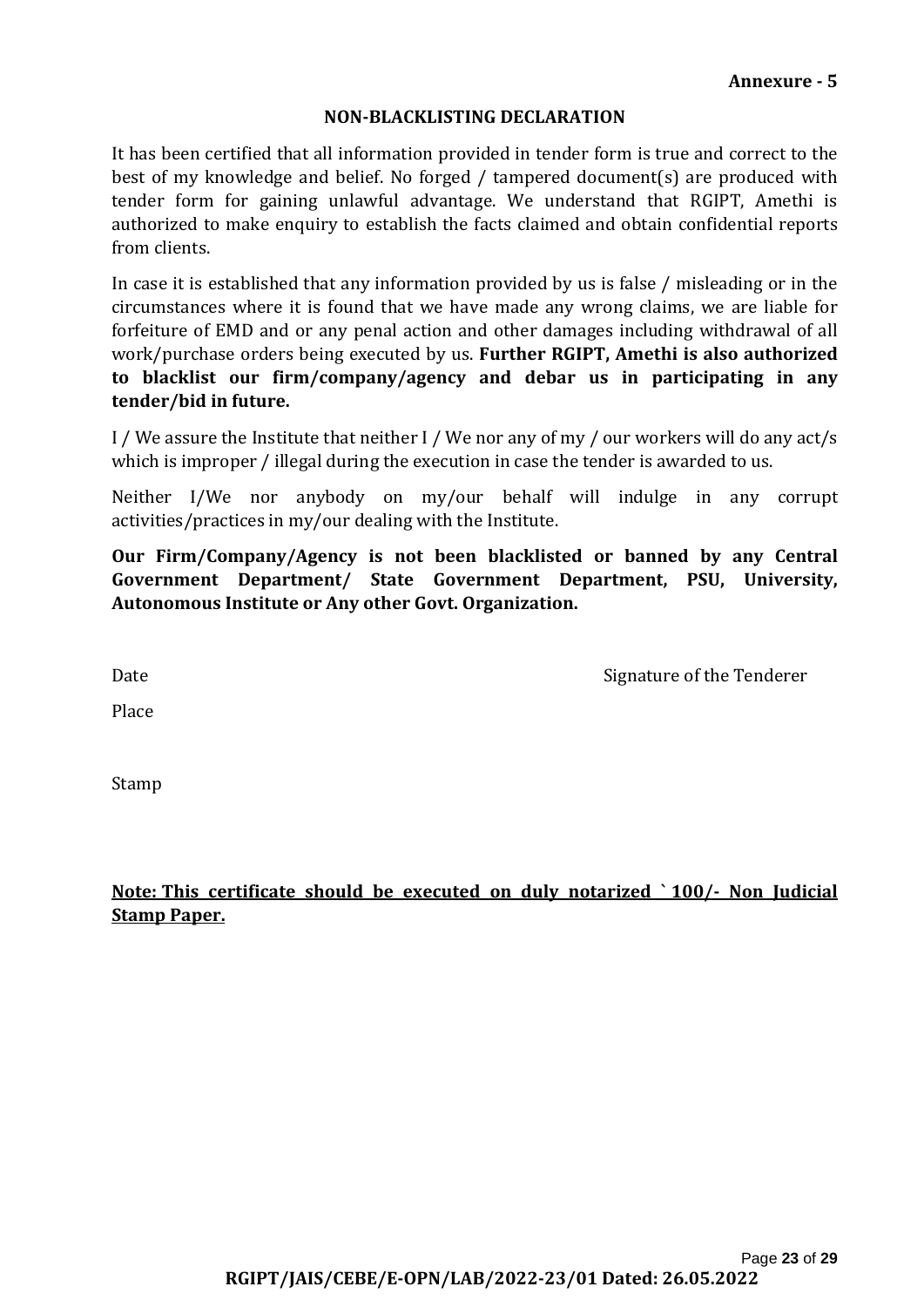**Annexure - 5**

## NON-BLACKLISTING DECLARATION

It has been certified that all information provided in tender form is true and correct to the best of my knowledge and belief. No forged / tampered document(s) are produced with tender form for gaining unlawful advantage. We understand that RGIPT, Amethi is authorized to make enquiry to establish the facts claimed and obtain confidential reports from clients.

In case it is established that any information provided by us is false / misleading or in the circumstances where it is found that we have made any wrong claims, we are liable for forfeiture of EMD and or any penal action and other damages including withdrawal of all work/purchase orders being executed by us. **Further RGIPT, Amethi is also authorized to blacklist our firm/company/agency and debar us in participating in any tender/bid in future.**

I / We assure the Institute that neither I / We nor any of my / our workers will do any act/s which is improper / illegal during the execution in case the tender is awarded to us.

Neither I/We nor anybody on my/our behalf will indulge in any corrupt activities/practices in my/our dealing with the Institute.

**Our Firm/Company/Agency is not been blacklisted or banned by any Central Government Department/ State Government Department, PSU, University, Autonomous Institute or Any other Govt. Organization.**

Date                                                                                    Signature of the Tenderer

Place

Stamp

**Note: This certificate should be executed on duly notarized ` 100/- Non Judicial Stamp Paper.**

**RGIPT/JAIS/CEBE/E-OPN/LAB/2022-23/01 Dated: 26.05.2022**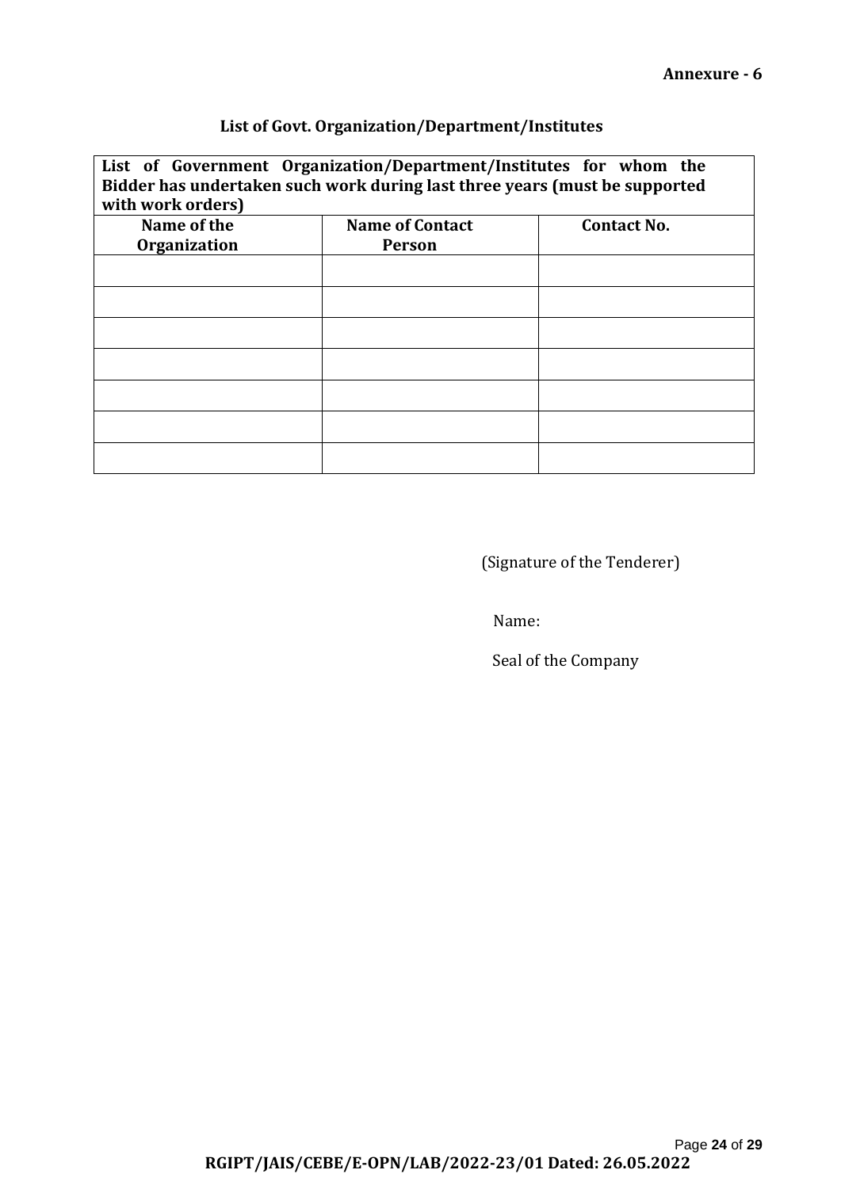**Annexure - 6**

## List of Govt. Organization/Department/Institutes

| List of Government Organization/Department/Institutes for whom the Bidder has undertaken such work during last three years (must be supported with work orders) | | |
|---|---|---|
| **Name of the Organization** | **Name of Contact Person** | **Contact No.** |
| | | |
| | | |
| | | |
| | | |
| | | |
| | | |
| | | |

(Signature of the Tenderer)

Name:

Seal of the Company

**RGIPT/JAIS/CEBE/E-OPN/LAB/2022-23/01 Dated: 26.05.2022**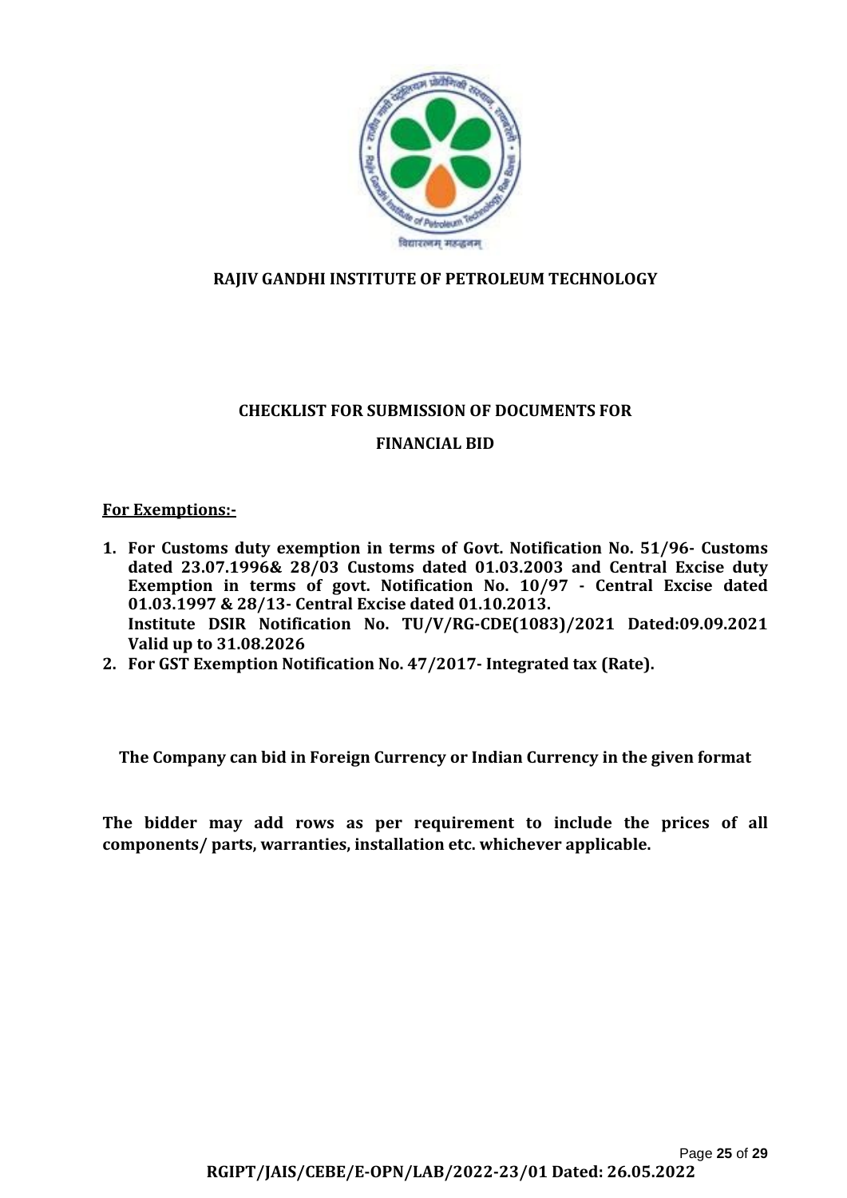**RAJIV GANDHI INSTITUTE OF PETROLEUM TECHNOLOGY**

**CHECKLIST FOR SUBMISSION OF DOCUMENTS FOR**

**FINANCIAL BID**

**For Exemptions:-**

1. **For Customs duty exemption in terms of Govt. Notification No. 51/96- Customs dated 23.07.1996& 28/03 Customs dated 01.03.2003 and Central Excise duty Exemption in terms of govt. Notification No. 10/97 - Central Excise dated 01.03.1997 & 28/13- Central Excise dated 01.10.2013.**
   **Institute DSIR Notification No. TU/V/RG-CDE(1083)/2021 Dated:09.09.2021 Valid up to 31.08.2026**
2. **For GST Exemption Notification No. 47/2017- Integrated tax (Rate).**

**The Company can bid in Foreign Currency or Indian Currency in the given format**

**The bidder may add rows as per requirement to include the prices of all components/ parts, warranties, installation etc. whichever applicable.**

**RGIPT/JAIS/CEBE/E-OPN/LAB/2022-23/01 Dated: 26.05.2022**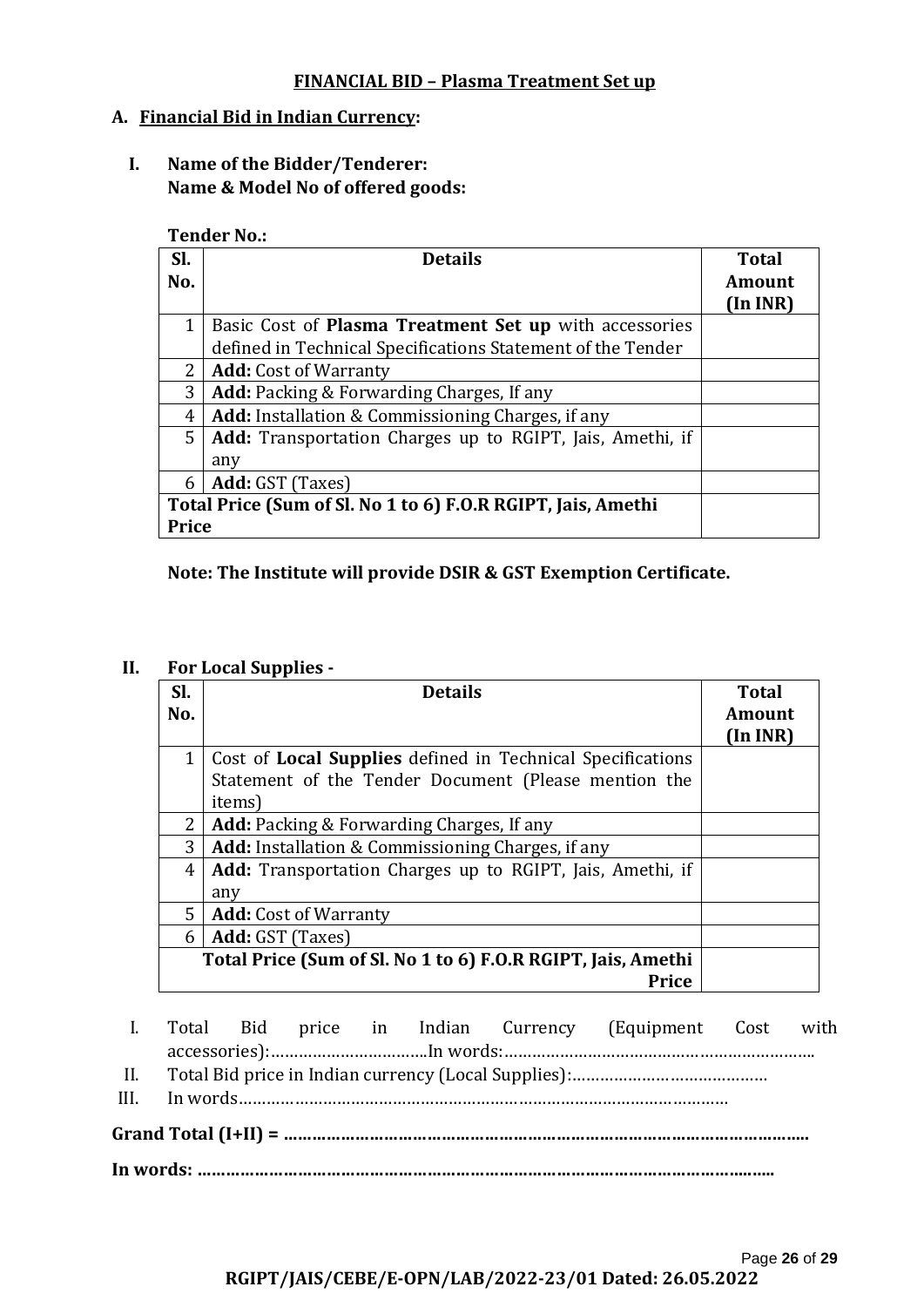**FINANCIAL BID – Plasma Treatment Set up**

**A. Financial Bid in Indian Currency:**

**I. Name of the Bidder/Tenderer:**
**Name & Model No of offered goods:**

**Tender No.:**

| Sl. No. | Details | Total Amount (In INR) |
|---|---|---|
| 1 | Basic Cost of **Plasma Treatment Set up** with accessories defined in Technical Specifications Statement of the Tender | |
| 2 | **Add:** Cost of Warranty | |
| 3 | **Add:** Packing & Forwarding Charges, If any | |
| 4 | **Add:** Installation & Commissioning Charges, if any | |
| 5 | **Add:** Transportation Charges up to RGIPT, Jais, Amethi, if any | |
| 6 | **Add:** GST (Taxes) | |
| **Total Price (Sum of Sl. No 1 to 6) F.O.R RGIPT, Jais, Amethi Price** | | |

**Note: The Institute will provide DSIR & GST Exemption Certificate.**

**II. For Local Supplies -**

| Sl. No. | Details | Total Amount (In INR) |
|---|---|---|
| 1 | Cost of **Local Supplies** defined in Technical Specifications Statement of the Tender Document (Please mention the items) | |
| 2 | **Add:** Packing & Forwarding Charges, If any | |
| 3 | **Add:** Installation & Commissioning Charges, if any | |
| 4 | **Add:** Transportation Charges up to RGIPT, Jais, Amethi, if any | |
| 5 | **Add:** Cost of Warranty | |
| 6 | **Add:** GST (Taxes) | |
| **Total Price (Sum of Sl. No 1 to 6) F.O.R RGIPT, Jais, Amethi Price** | | |

I. Total Bid price in Indian Currency (Equipment Cost with accessories):……………………………In words:…………………………………………………………..

II. Total Bid price in Indian currency (Local Supplies):……………………………………

III. In words…………………………………………………………………………………………

**Grand Total (I+II) = ………………………………………………………………………………………………**

**In words: ……………………………………………………………………………………………………….....**

RGIPT/JAIS/CEBE/E-OPN/LAB/2022-23/01 Dated: 26.05.2022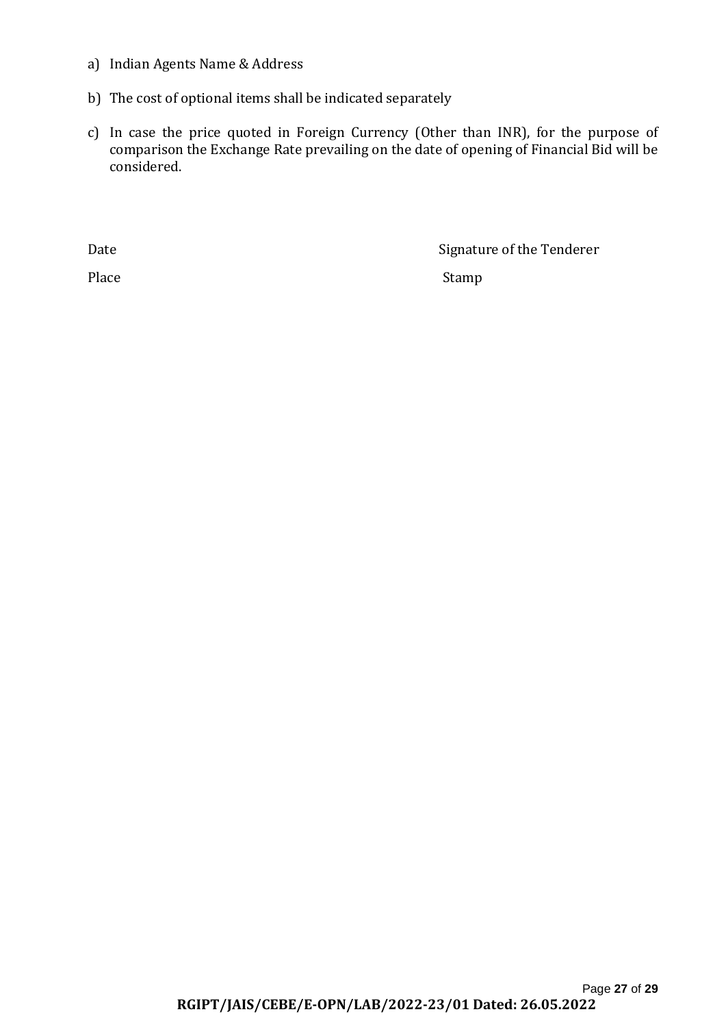a) Indian Agents Name & Address

b) The cost of optional items shall be indicated separately

c) In case the price quoted in Foreign Currency (Other than INR), for the purpose of comparison the Exchange Rate prevailing on the date of opening of Financial Bid will be considered.

Date Signature of the Tenderer

Place Stamp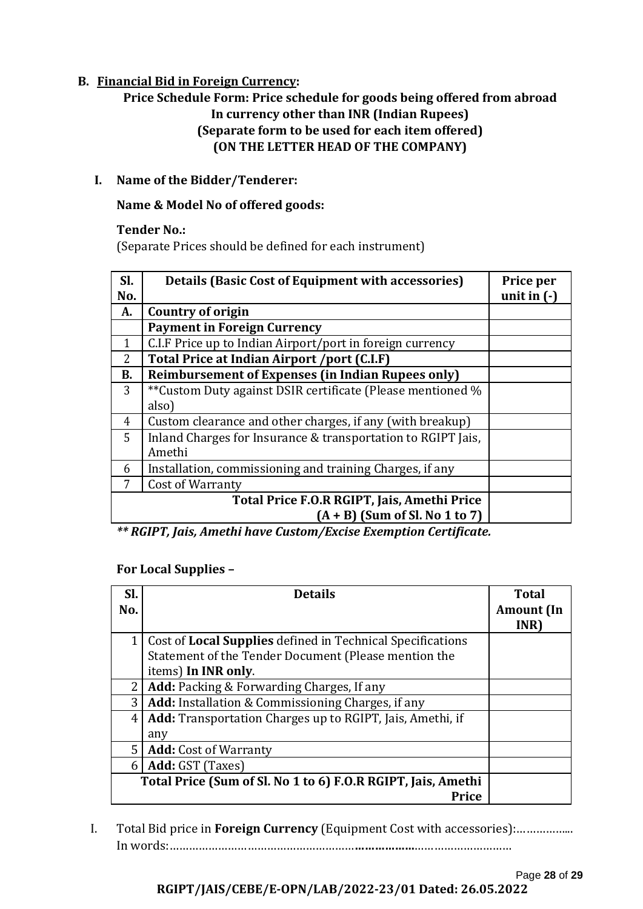## B. Financial Bid in Foreign Currency:

**Price Schedule Form: Price schedule for goods being offered from abroad**
**In currency other than INR (Indian Rupees)**
**(Separate form to be used for each item offered)**
**(ON THE LETTER HEAD OF THE COMPANY)**

**I. Name of the Bidder/Tenderer:**

**Name & Model No of offered goods:**

**Tender No.:**
(Separate Prices should be defined for each instrument)

| Sl. No. | Details (Basic Cost of Equipment with accessories) | Price per unit in (-) |
|---|---|---|
| **A.** | **Country of origin** | |
| | **Payment in Foreign Currency** | |
| 1 | C.I.F Price up to Indian Airport/port in foreign currency | |
| 2 | **Total Price at Indian Airport /port (C.I.F)** | |
| **B.** | **Reimbursement of Expenses (in Indian Rupees only)** | |
| 3 | **Custom Duty against DSIR certificate (Please mentioned % also) | |
| 4 | Custom clearance and other charges, if any (with breakup) | |
| 5 | Inland Charges for Insurance & transportation to RGIPT Jais, Amethi | |
| 6 | Installation, commissioning and training Charges, if any | |
| 7 | Cost of Warranty | |
| | **Total Price F.O.R RGIPT, Jais, Amethi Price (A + B) (Sum of Sl. No 1 to 7)** | |

***\** RGIPT, Jais, Amethi have Custom/Excise Exemption Certificate.***

**For Local Supplies –**

| Sl. No. | Details | Total Amount (In INR) |
|---|---|---|
| 1 | Cost of **Local Supplies** defined in Technical Specifications Statement of the Tender Document (Please mention the items) **In INR only**. | |
| 2 | **Add:** Packing & Forwarding Charges, If any | |
| 3 | **Add:** Installation & Commissioning Charges, if any | |
| 4 | **Add:** Transportation Charges up to RGIPT, Jais, Amethi, if any | |
| 5 | **Add:** Cost of Warranty | |
| 6 | **Add:** GST (Taxes) | |
| | **Total Price (Sum of Sl. No 1 to 6) F.O.R RGIPT, Jais, Amethi Price** | |

I. Total Bid price in **Foreign Currency** (Equipment Cost with accessories):……………...
In words:……………………………………………………………………………………………

**RGIPT/JAIS/CEBE/E-OPN/LAB/2022-23/01 Dated: 26.05.2022**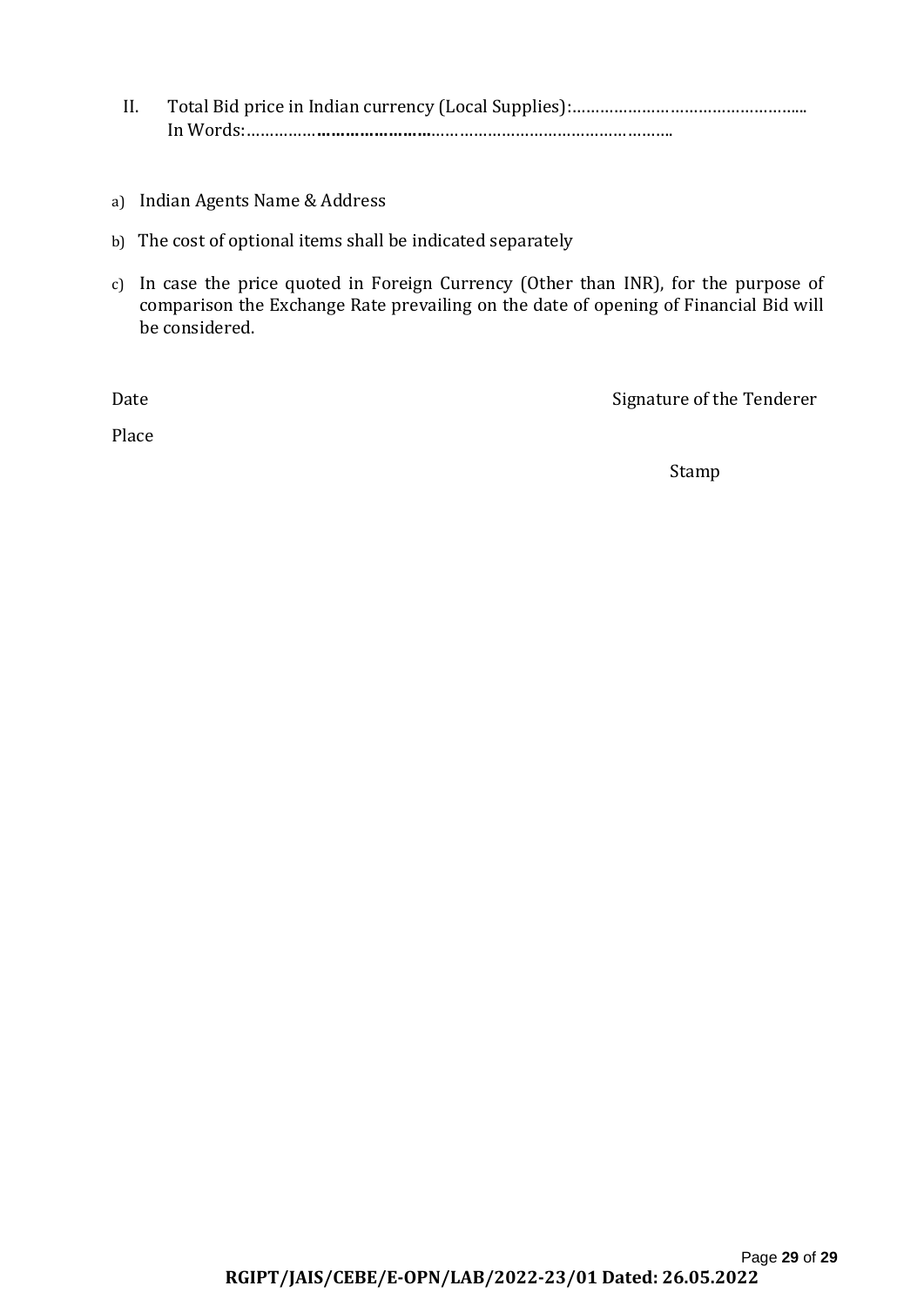II. Total Bid price in Indian currency (Local Supplies):……………………………………………..
In Words:…………………………………………………………………………………………..

a) Indian Agents Name & Address

b) The cost of optional items shall be indicated separately

c) In case the price quoted in Foreign Currency (Other than INR), for the purpose of comparison the Exchange Rate prevailing on the date of opening of Financial Bid will be considered.

Date Signature of the Tenderer

Place

Stamp